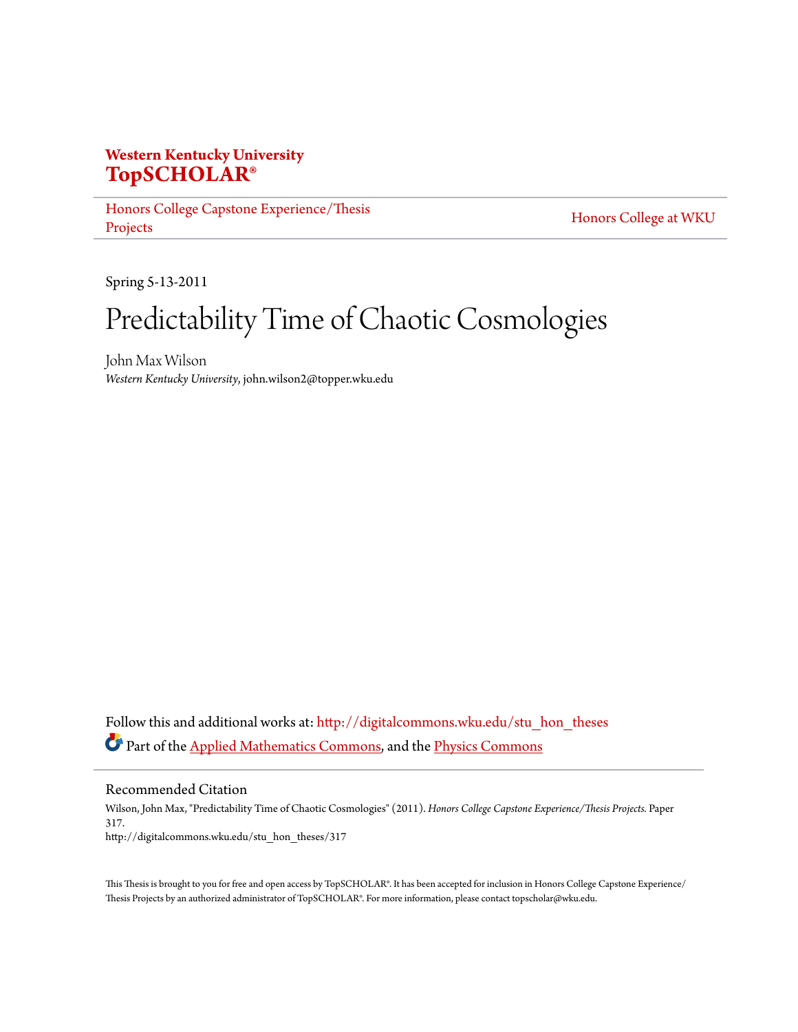**Western Kentucky University**
**TopSCHOLAR®**

Honors College Capstone Experience/Thesis Projects

Honors College at WKU

Spring 5-13-2011

# Predictability Time of Chaotic Cosmologies

John Max Wilson
*Western Kentucky University*, john.wilson2@topper.wku.edu

Follow this and additional works at: http://digitalcommons.wku.edu/stu_hon_theses

Part of the Applied Mathematics Commons, and the Physics Commons

## Recommended Citation

Wilson, John Max, "Predictability Time of Chaotic Cosmologies" (2011). *Honors College Capstone Experience/Thesis Projects.* Paper 317.
http://digitalcommons.wku.edu/stu_hon_theses/317

This Thesis is brought to you for free and open access by TopSCHOLAR®. It has been accepted for inclusion in Honors College Capstone Experience/Thesis Projects by an authorized administrator of TopSCHOLAR®. For more information, please contact topscholar@wku.edu.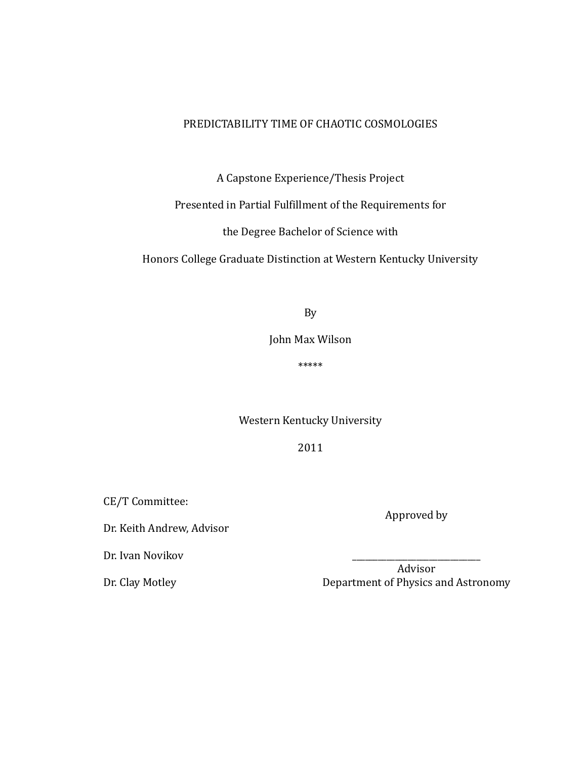# PREDICTABILITY TIME OF CHAOTIC COSMOLOGIES

A Capstone Experience/Thesis Project

Presented in Partial Fulfillment of the Requirements for

the Degree Bachelor of Science with

Honors College Graduate Distinction at Western Kentucky University

By

John Max Wilson

*****

Western Kentucky University

2011

CE/T Committee:

Dr. Keith Andrew, Advisor

Dr. Ivan Novikov

Dr. Clay Motley

Approved by

______________________________

Advisor

Department of Physics and Astronomy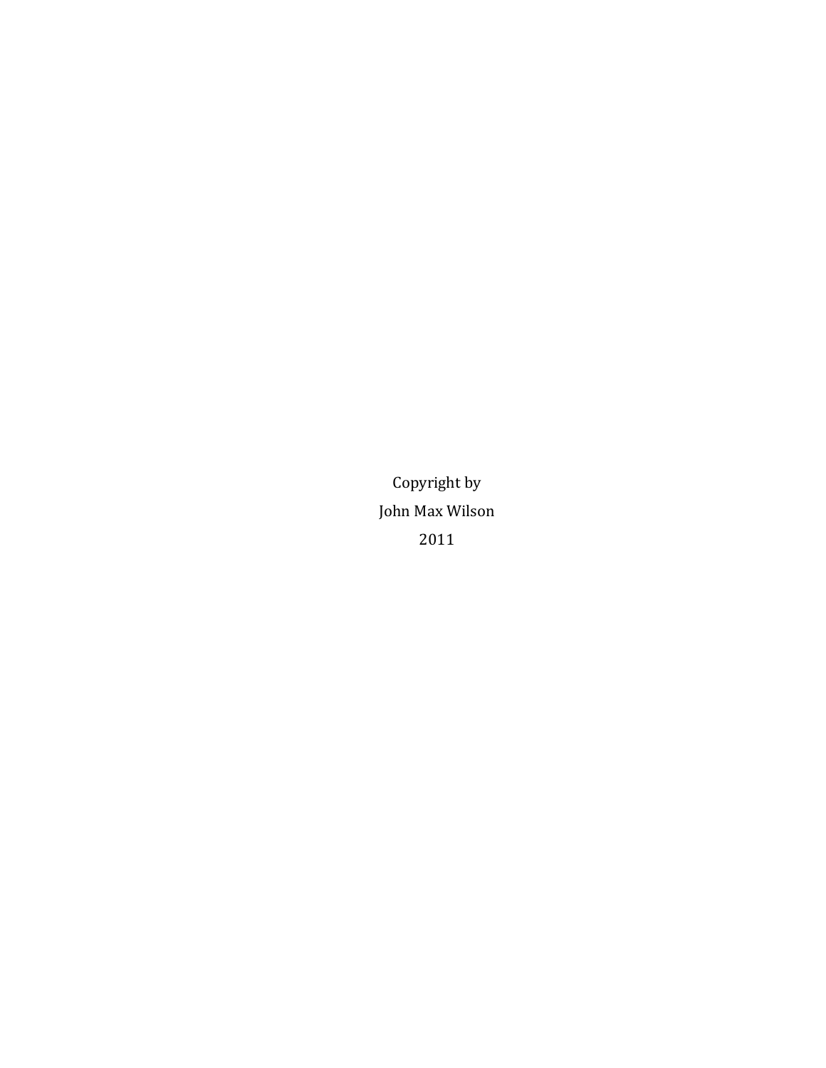Copyright by

John Max Wilson

2011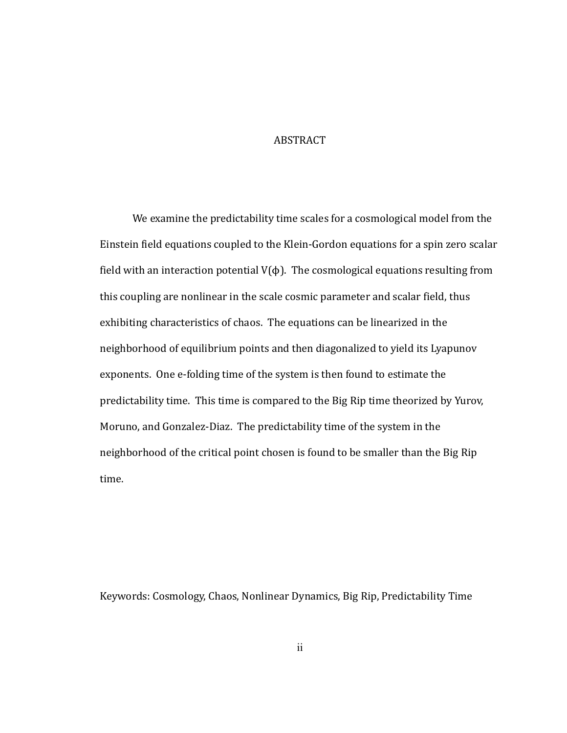# ABSTRACT

We examine the predictability time scales for a cosmological model from the Einstein field equations coupled to the Klein-Gordon equations for a spin zero scalar field with an interaction potential $V(\phi)$. The cosmological equations resulting from this coupling are nonlinear in the scale cosmic parameter and scalar field, thus exhibiting characteristics of chaos. The equations can be linearized in the neighborhood of equilibrium points and then diagonalized to yield its Lyapunov exponents. One e-folding time of the system is then found to estimate the predictability time. This time is compared to the Big Rip time theorized by Yurov, Moruno, and Gonzalez-Diaz. The predictability time of the system in the neighborhood of the critical point chosen is found to be smaller than the Big Rip time.

Keywords: Cosmology, Chaos, Nonlinear Dynamics, Big Rip, Predictability Time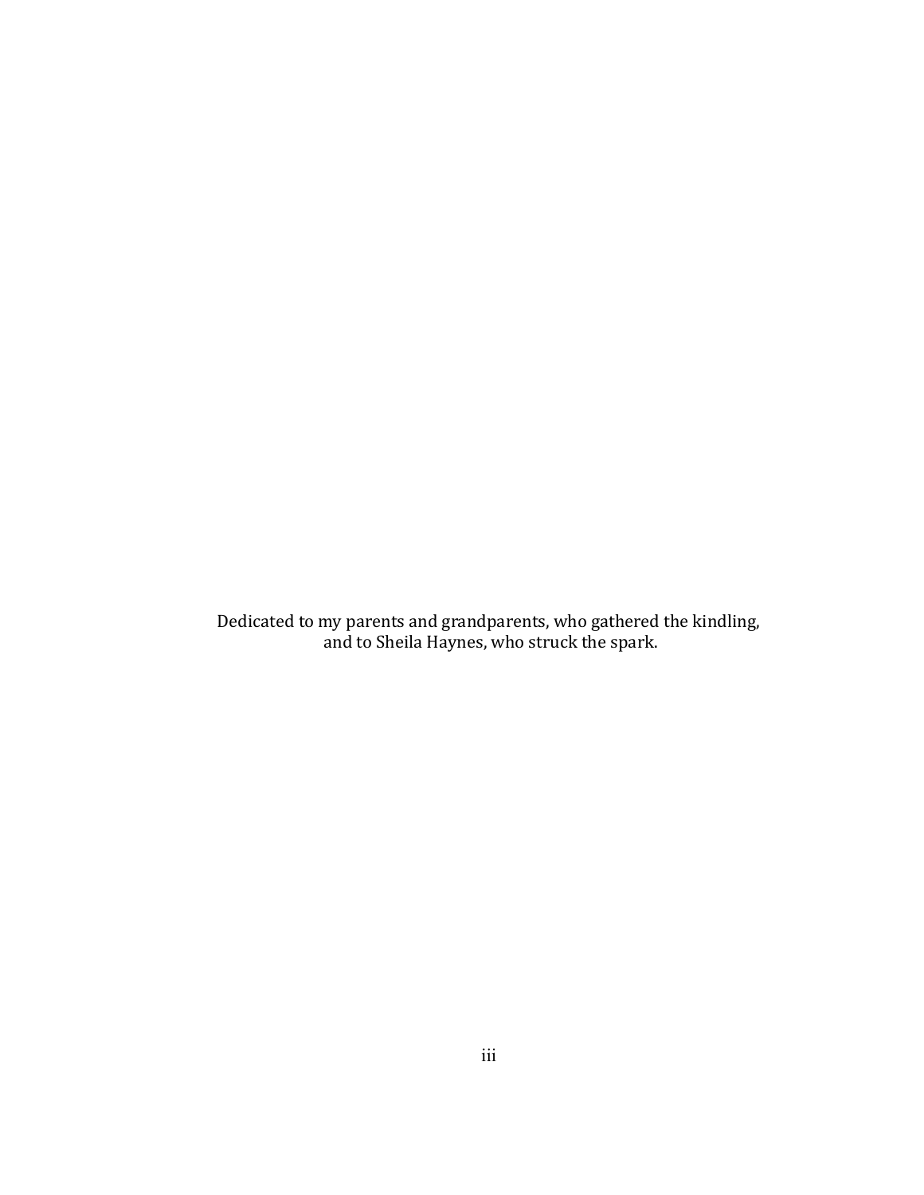Dedicated to my parents and grandparents, who gathered the kindling,
and to Sheila Haynes, who struck the spark.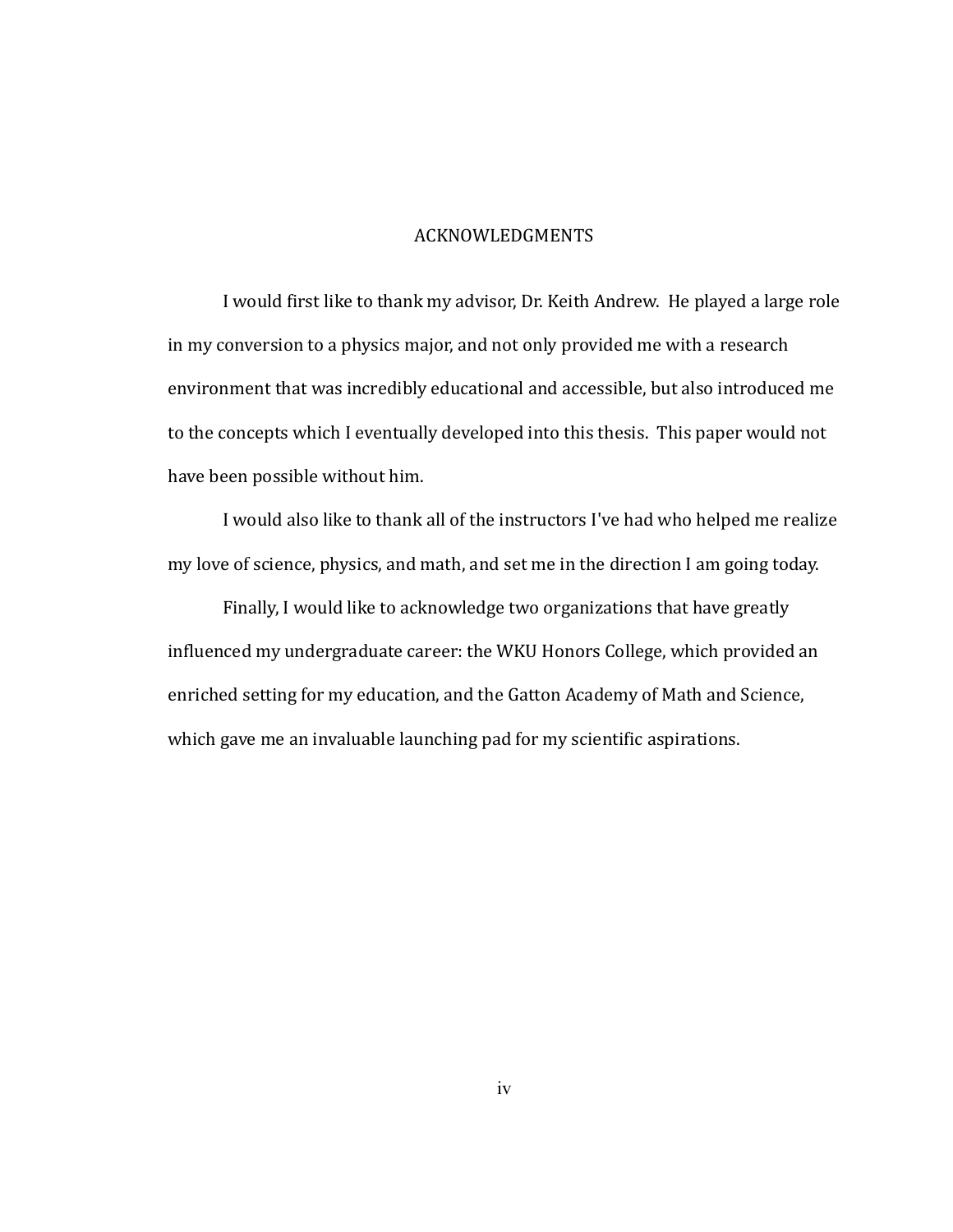# ACKNOWLEDGMENTS

I would first like to thank my advisor, Dr. Keith Andrew. He played a large role in my conversion to a physics major, and not only provided me with a research environment that was incredibly educational and accessible, but also introduced me to the concepts which I eventually developed into this thesis. This paper would not have been possible without him.

I would also like to thank all of the instructors I've had who helped me realize my love of science, physics, and math, and set me in the direction I am going today.

Finally, I would like to acknowledge two organizations that have greatly influenced my undergraduate career: the WKU Honors College, which provided an enriched setting for my education, and the Gatton Academy of Math and Science, which gave me an invaluable launching pad for my scientific aspirations.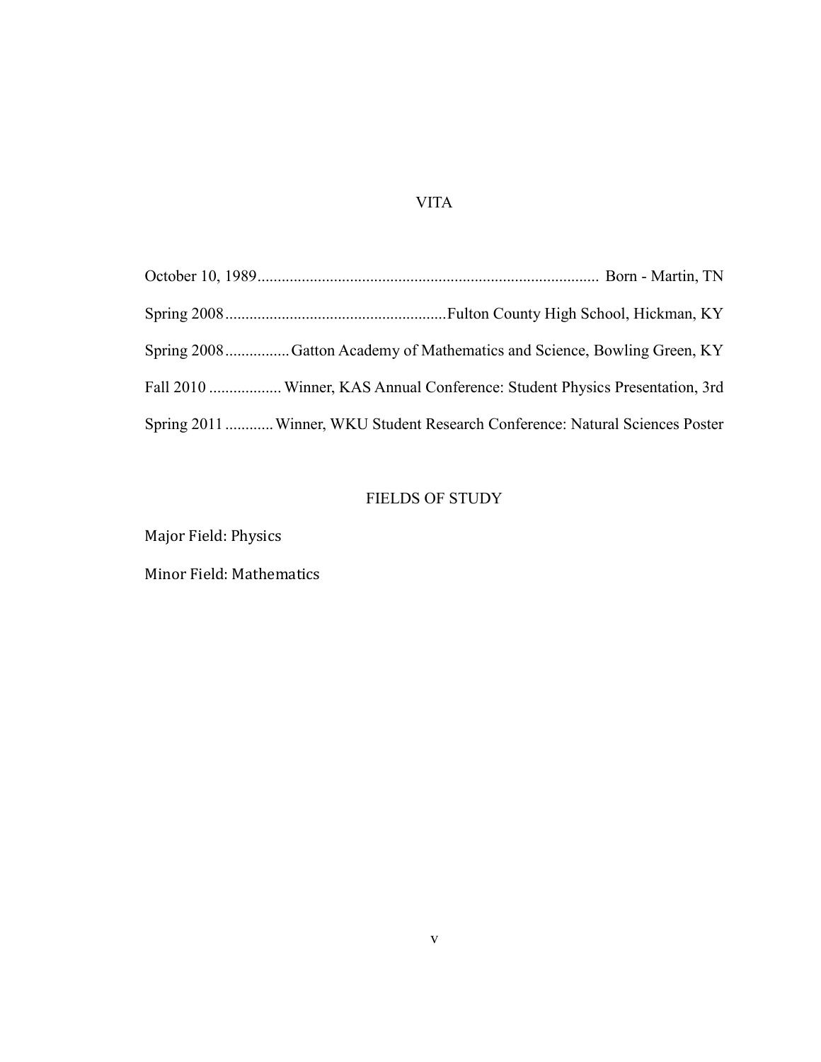# VITA

October 10, 1989..................................................................................... Born - Martin, TN

Spring 2008.......................................................Fulton County High School, Hickman, KY

Spring 2008................Gatton Academy of Mathematics and Science, Bowling Green, KY

Fall 2010 .................. Winner, KAS Annual Conference: Student Physics Presentation, 3rd

Spring 2011 ............Winner, WKU Student Research Conference: Natural Sciences Poster

# FIELDS OF STUDY

Major Field: Physics

Minor Field: Mathematics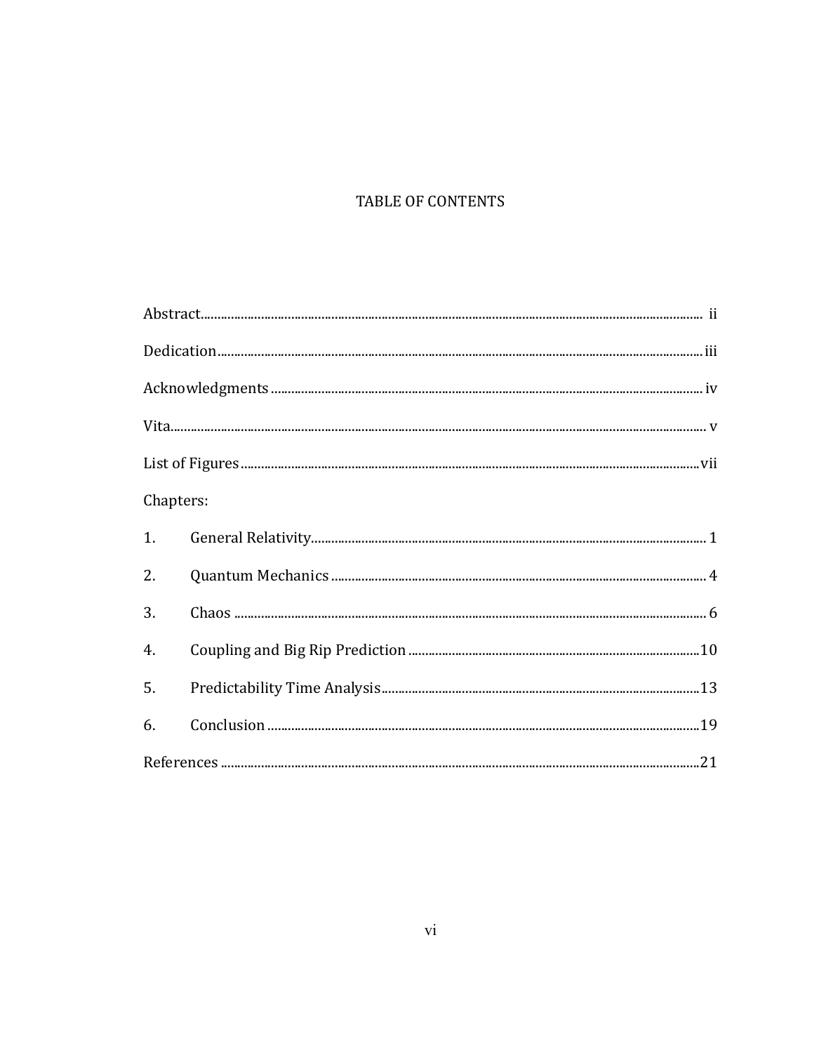# TABLE OF CONTENTS

| | |
|---|---:|
| Abstract | ii |
| Dedication | iii |
| Acknowledgments | iv |
| Vita | v |
| List of Figures | vii |
| Chapters: | |
| 1. General Relativity | 1 |
| 2. Quantum Mechanics | 4 |
| 3. Chaos | 6 |
| 4. Coupling and Big Rip Prediction | 10 |
| 5. Predictability Time Analysis | 13 |
| 6. Conclusion | 19 |
| References | 21 |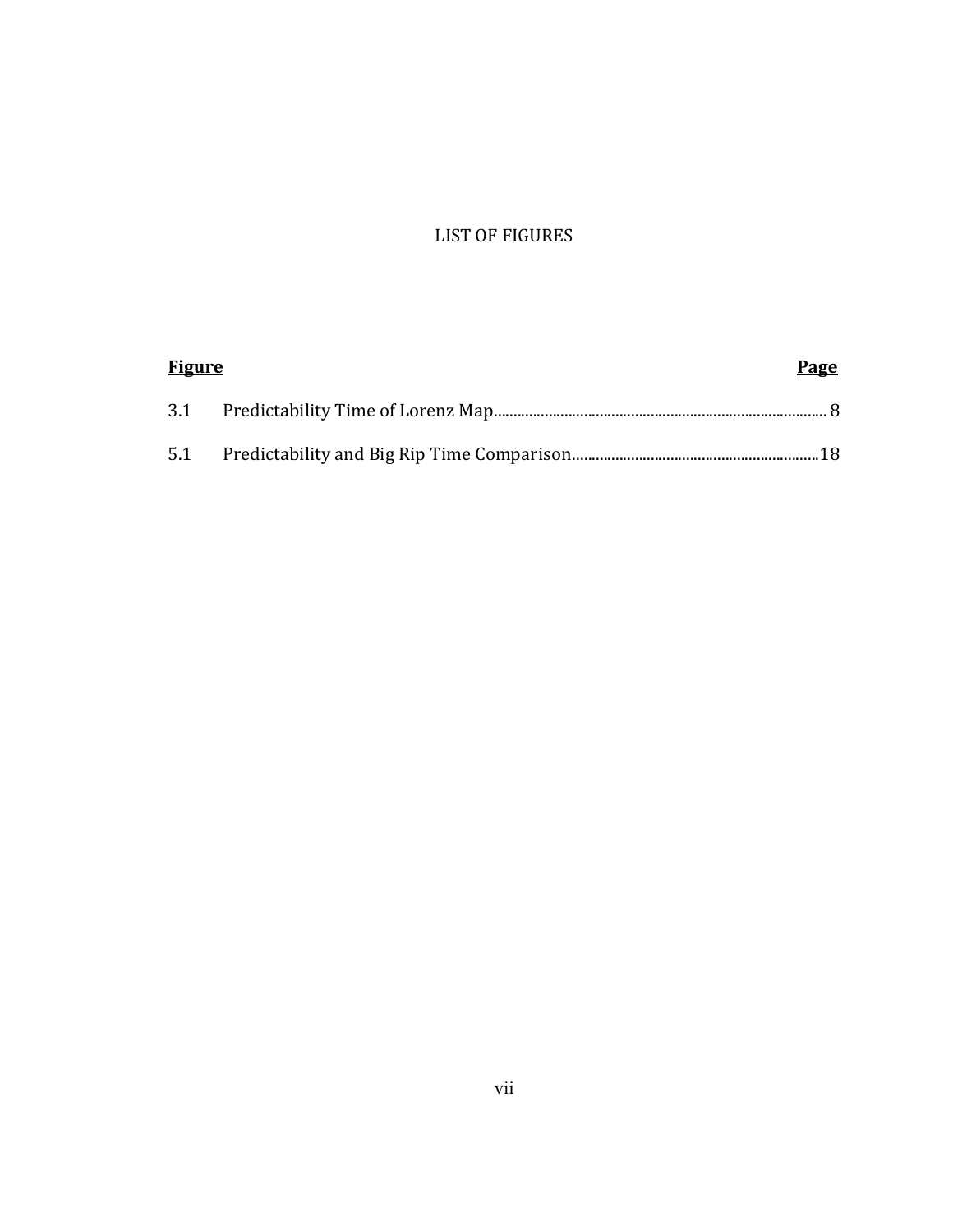# LIST OF FIGURES

| **Figure** | | **Page** |
|---|---|---|
| 3.1 | Predictability Time of Lorenz Map | 8 |
| 5.1 | Predictability and Big Rip Time Comparison | 18 |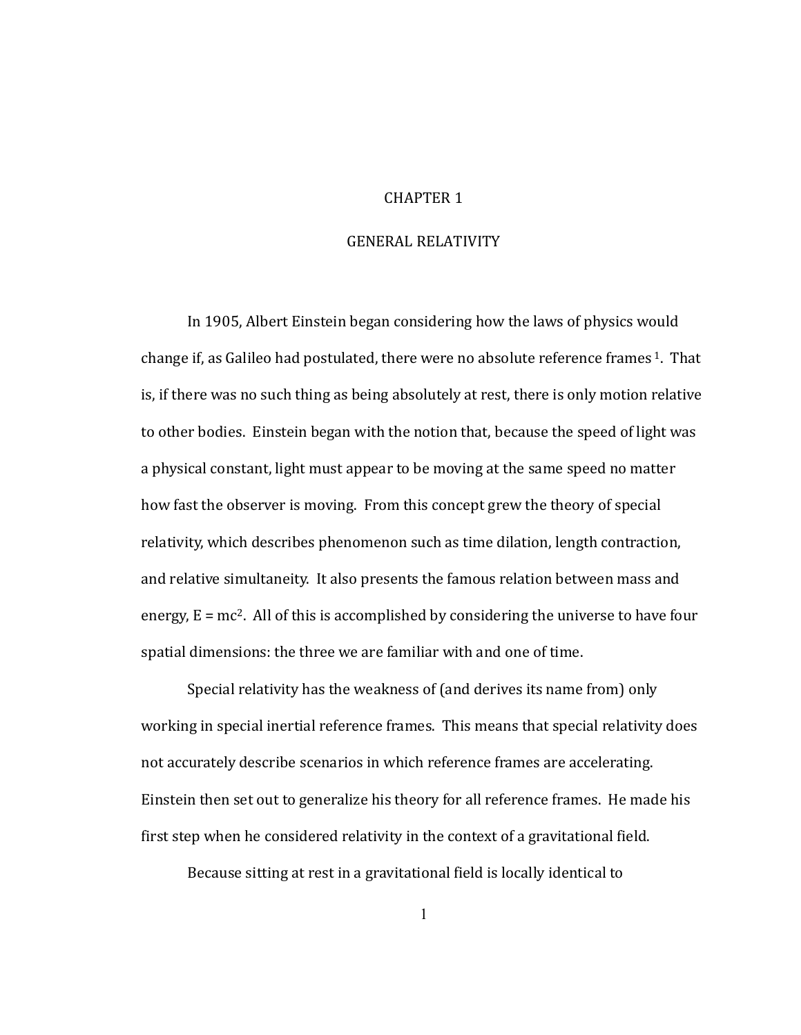# CHAPTER 1

# GENERAL RELATIVITY

In 1905, Albert Einstein began considering how the laws of physics would change if, as Galileo had postulated, there were no absolute reference frames [1]. That is, if there was no such thing as being absolutely at rest, there is only motion relative to other bodies. Einstein began with the notion that, because the speed of light was a physical constant, light must appear to be moving at the same speed no matter how fast the observer is moving. From this concept grew the theory of special relativity, which describes phenomenon such as time dilation, length contraction, and relative simultaneity. It also presents the famous relation between mass and energy, $E = mc^2$. All of this is accomplished by considering the universe to have four spatial dimensions: the three we are familiar with and one of time.

Special relativity has the weakness of (and derives its name from) only working in special inertial reference frames. This means that special relativity does not accurately describe scenarios in which reference frames are accelerating. Einstein then set out to generalize his theory for all reference frames. He made his first step when he considered relativity in the context of a gravitational field.

Because sitting at rest in a gravitational field is locally identical to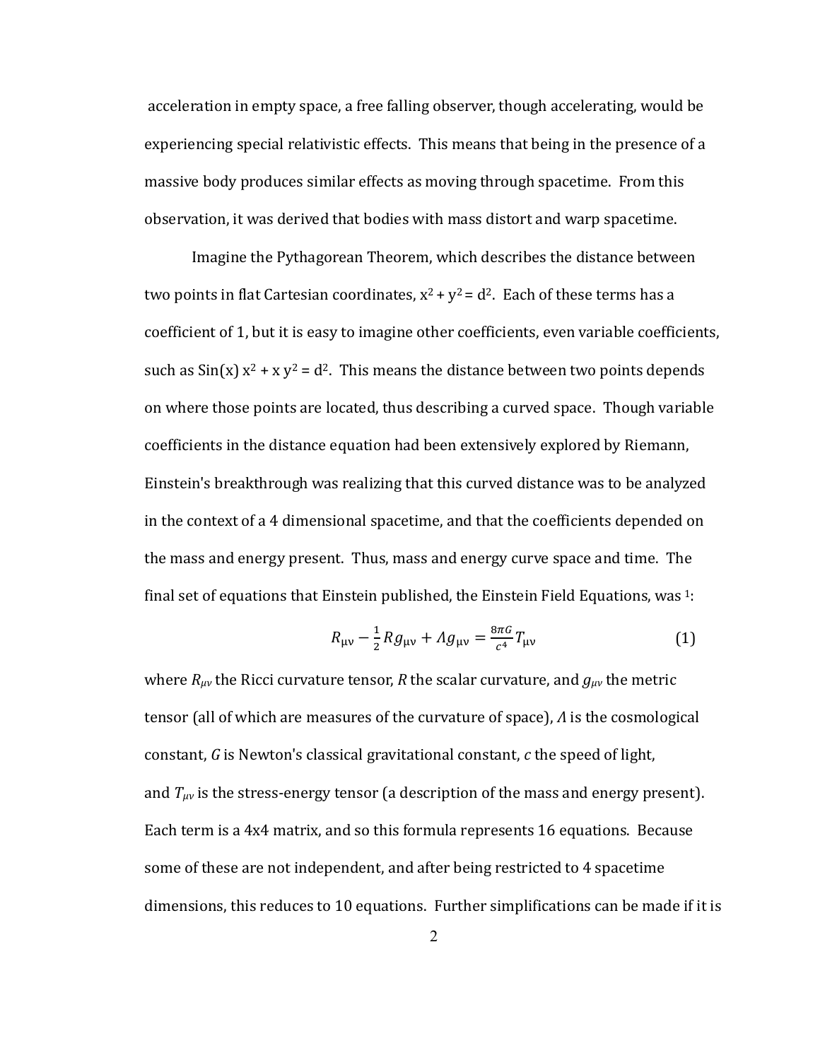acceleration in empty space, a free falling observer, though accelerating, would be experiencing special relativistic effects. This means that being in the presence of a massive body produces similar effects as moving through spacetime. From this observation, it was derived that bodies with mass distort and warp spacetime.

Imagine the Pythagorean Theorem, which describes the distance between two points in flat Cartesian coordinates, $x^2 + y^2 = d^2$. Each of these terms has a coefficient of 1, but it is easy to imagine other coefficients, even variable coefficients, such as $\mathrm{Sin}(x)\, x^2 + x\, y^2 = d^2$. This means the distance between two points depends on where those points are located, thus describing a curved space. Though variable coefficients in the distance equation had been extensively explored by Riemann, Einstein's breakthrough was realizing that this curved distance was to be analyzed in the context of a 4 dimensional spacetime, and that the coefficients depended on the mass and energy present. Thus, mass and energy curve space and time. The final set of equations that Einstein published, the Einstein Field Equations, was [1]:

$$R_{\mu\nu} - \frac{1}{2} R g_{\mu\nu} + \Lambda g_{\mu\nu} = \frac{8\pi G}{c^4} T_{\mu\nu} \tag{1}$$

where $R_{\mu\nu}$ the Ricci curvature tensor, $R$ the scalar curvature, and $g_{\mu\nu}$ the metric tensor (all of which are measures of the curvature of space), $\Lambda$ is the cosmological constant, $G$ is Newton's classical gravitational constant, $c$ the speed of light, and $T_{\mu\nu}$ is the stress-energy tensor (a description of the mass and energy present). Each term is a 4x4 matrix, and so this formula represents 16 equations. Because some of these are not independent, and after being restricted to 4 spacetime dimensions, this reduces to 10 equations. Further simplifications can be made if it is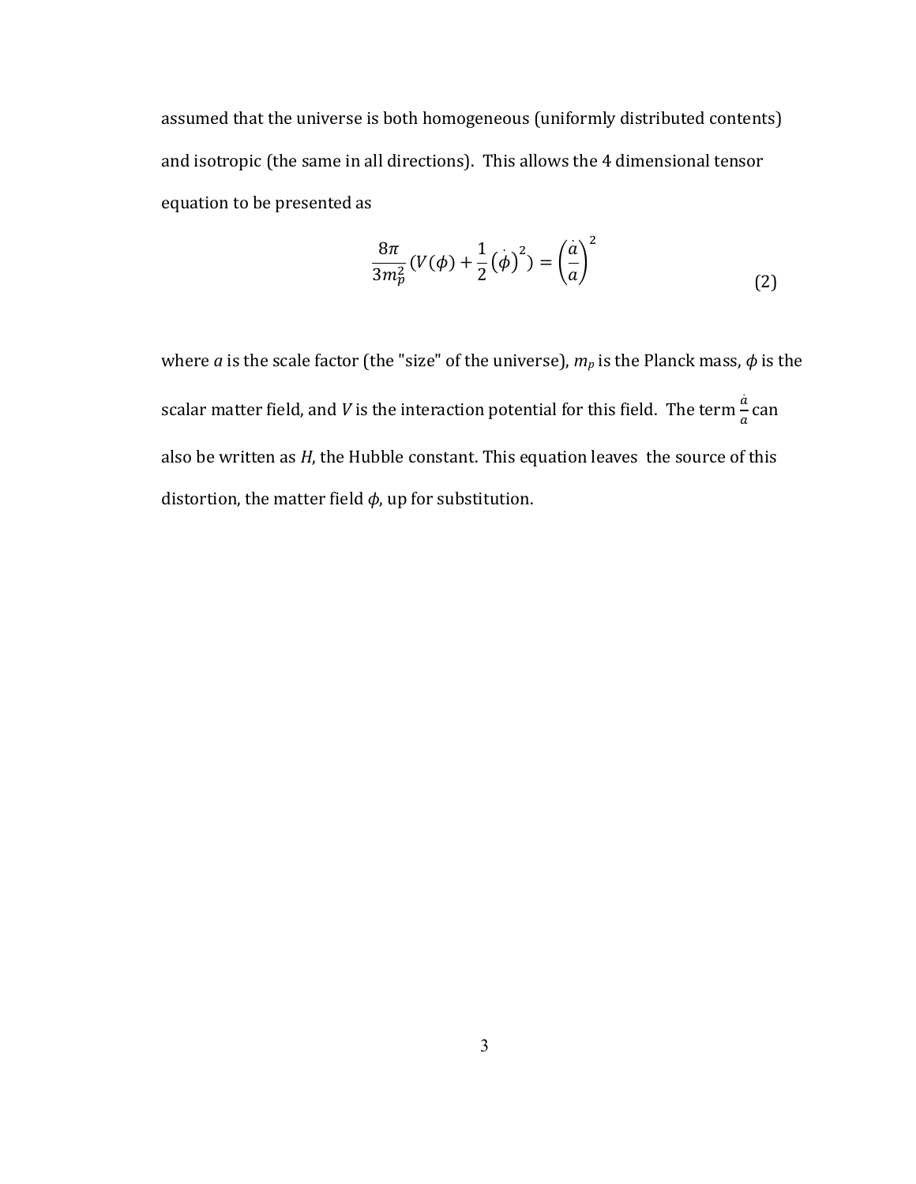assumed that the universe is both homogeneous (uniformly distributed contents) and isotropic (the same in all directions). This allows the 4 dimensional tensor equation to be presented as

$$\frac{8\pi}{3m_p^2}\left(V(\phi) + \frac{1}{2}\left(\dot{\phi}\right)^2\right) = \left(\frac{\dot{a}}{a}\right)^2 \tag{2}$$

where $a$ is the scale factor (the "size" of the universe), $m_p$ is the Planck mass, $\phi$ is the scalar matter field, and $V$ is the interaction potential for this field. The term $\frac{\dot{a}}{a}$ can also be written as $H$, the Hubble constant. This equation leaves the source of this distortion, the matter field $\phi$, up for substitution.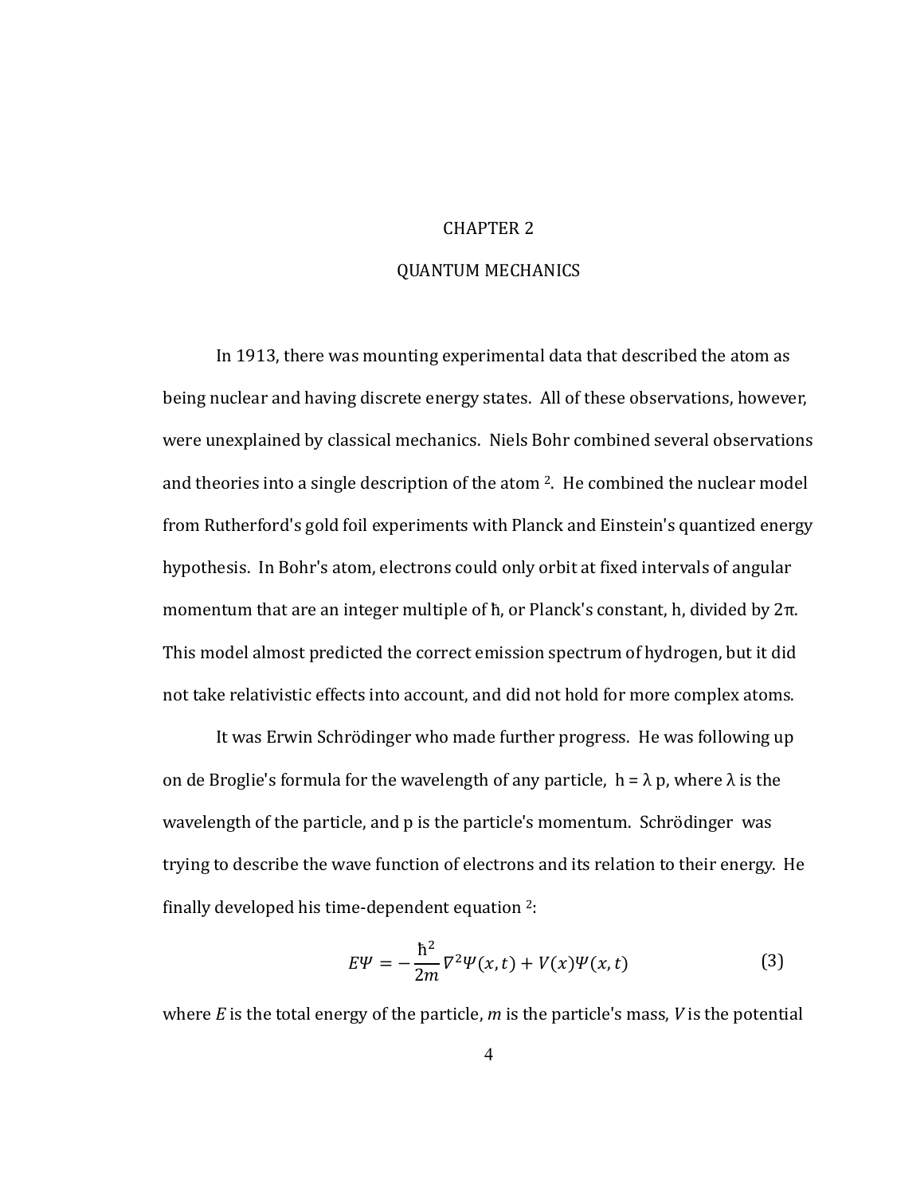# CHAPTER 2

## QUANTUM MECHANICS

In 1913, there was mounting experimental data that described the atom as being nuclear and having discrete energy states. All of these observations, however, were unexplained by classical mechanics. Niels Bohr combined several observations and theories into a single description of the atom [2]. He combined the nuclear model from Rutherford's gold foil experiments with Planck and Einstein's quantized energy hypothesis. In Bohr's atom, electrons could only orbit at fixed intervals of angular momentum that are an integer multiple of ħ, or Planck's constant, h, divided by 2π. This model almost predicted the correct emission spectrum of hydrogen, but it did not take relativistic effects into account, and did not hold for more complex atoms.

It was Erwin Schrödinger who made further progress. He was following up on de Broglie's formula for the wavelength of any particle, $h = \lambda p$, where λ is the wavelength of the particle, and p is the particle's momentum. Schrödinger was trying to describe the wave function of electrons and its relation to their energy. He finally developed his time-dependent equation [2]:

$$E\Psi = -\frac{\hbar^2}{2m}\nabla^2\Psi(x,t) + V(x)\Psi(x,t) \tag{3}$$

where *E* is the total energy of the particle, *m* is the particle's mass, *V* is the potential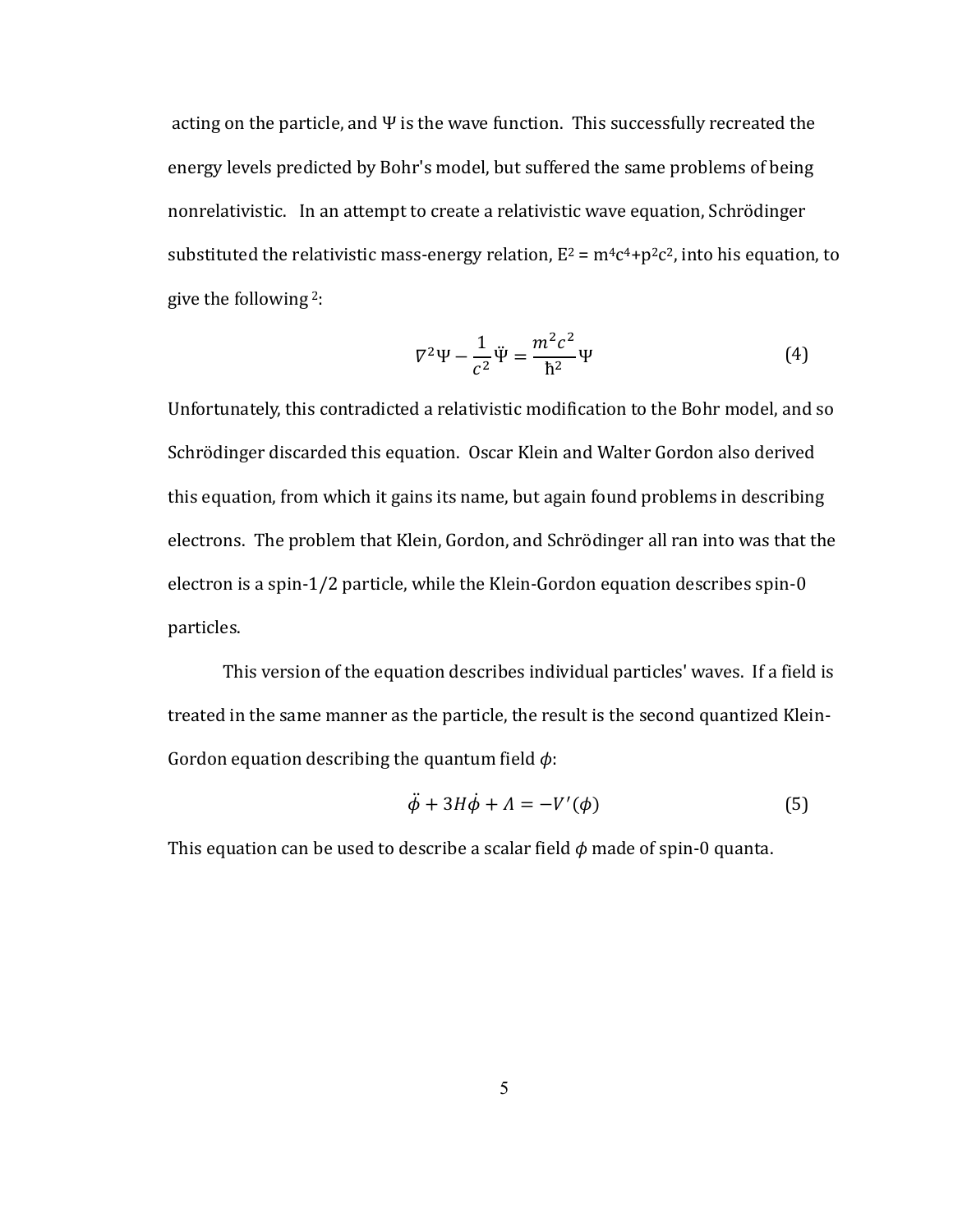acting on the particle, and $\Psi$ is the wave function. This successfully recreated the energy levels predicted by Bohr's model, but suffered the same problems of being nonrelativistic. In an attempt to create a relativistic wave equation, Schrödinger substituted the relativistic mass-energy relation, $E^2 = m^4c^4+p^2c^2$, into his equation, to give the following [2]:

$$\nabla^2\Psi - \frac{1}{c^2}\ddot{\Psi} = \frac{m^2c^2}{\hbar^2}\Psi \qquad (4)$$

Unfortunately, this contradicted a relativistic modification to the Bohr model, and so Schrödinger discarded this equation. Oscar Klein and Walter Gordon also derived this equation, from which it gains its name, but again found problems in describing electrons. The problem that Klein, Gordon, and Schrödinger all ran into was that the electron is a spin-1/2 particle, while the Klein-Gordon equation describes spin-0 particles.

This version of the equation describes individual particles' waves. If a field is treated in the same manner as the particle, the result is the second quantized Klein-Gordon equation describing the quantum field $\phi$:

$$\ddot{\phi} + 3H\dot{\phi} + \Lambda = -V'(\phi) \qquad (5)$$

This equation can be used to describe a scalar field $\phi$ made of spin-0 quanta.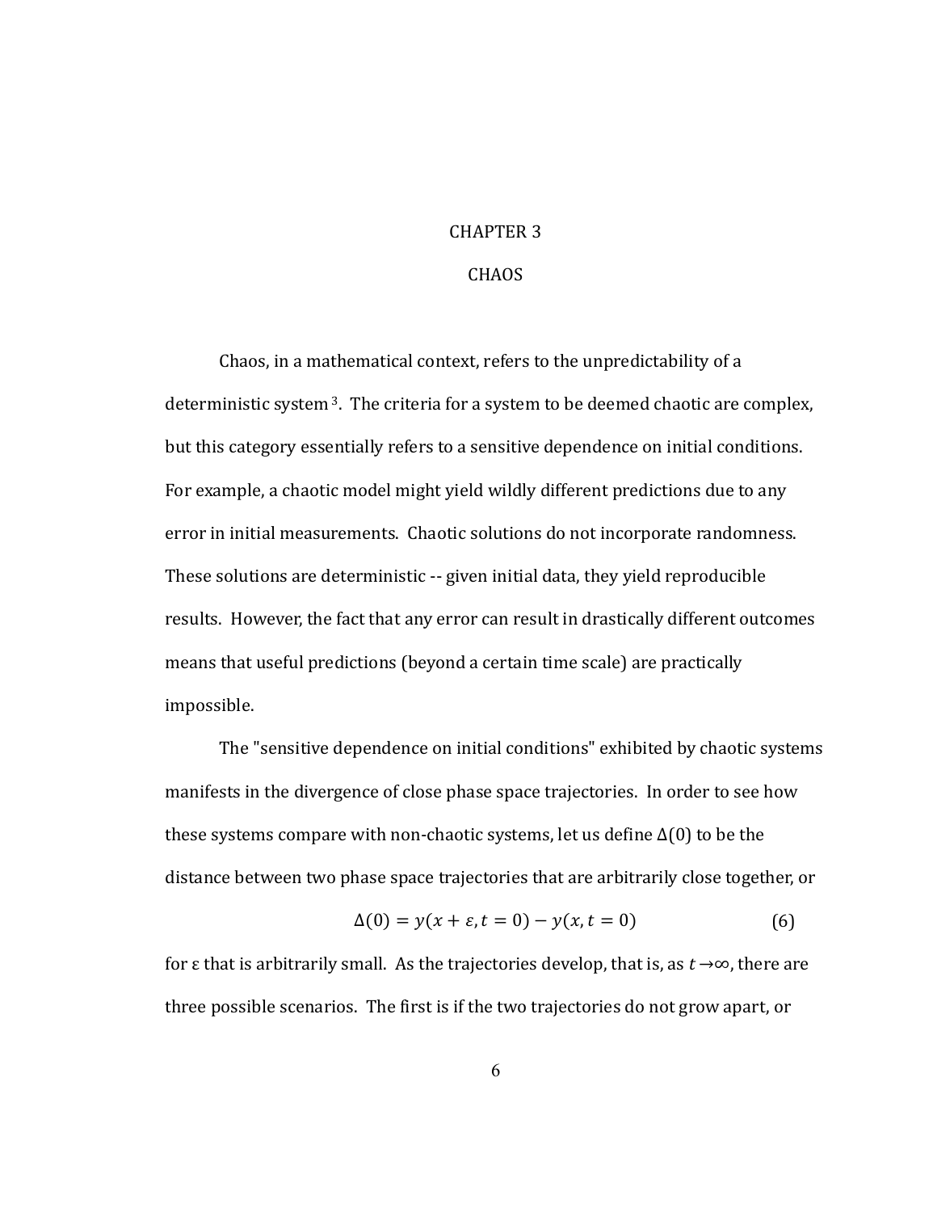# CHAPTER 3

# CHAOS

Chaos, in a mathematical context, refers to the unpredictability of a deterministic system [3]. The criteria for a system to be deemed chaotic are complex, but this category essentially refers to a sensitive dependence on initial conditions. For example, a chaotic model might yield wildly different predictions due to any error in initial measurements. Chaotic solutions do not incorporate randomness. These solutions are deterministic -- given initial data, they yield reproducible results. However, the fact that any error can result in drastically different outcomes means that useful predictions (beyond a certain time scale) are practically impossible.

The "sensitive dependence on initial conditions" exhibited by chaotic systems manifests in the divergence of close phase space trajectories. In order to see how these systems compare with non-chaotic systems, let us define $\Delta(0)$ to be the distance between two phase space trajectories that are arbitrarily close together, or

$$\Delta(0) = y(x + \varepsilon, t = 0) - y(x, t = 0) \tag{6}$$

for ε that is arbitrarily small. As the trajectories develop, that is, as $t \to \infty$, there are three possible scenarios. The first is if the two trajectories do not grow apart, or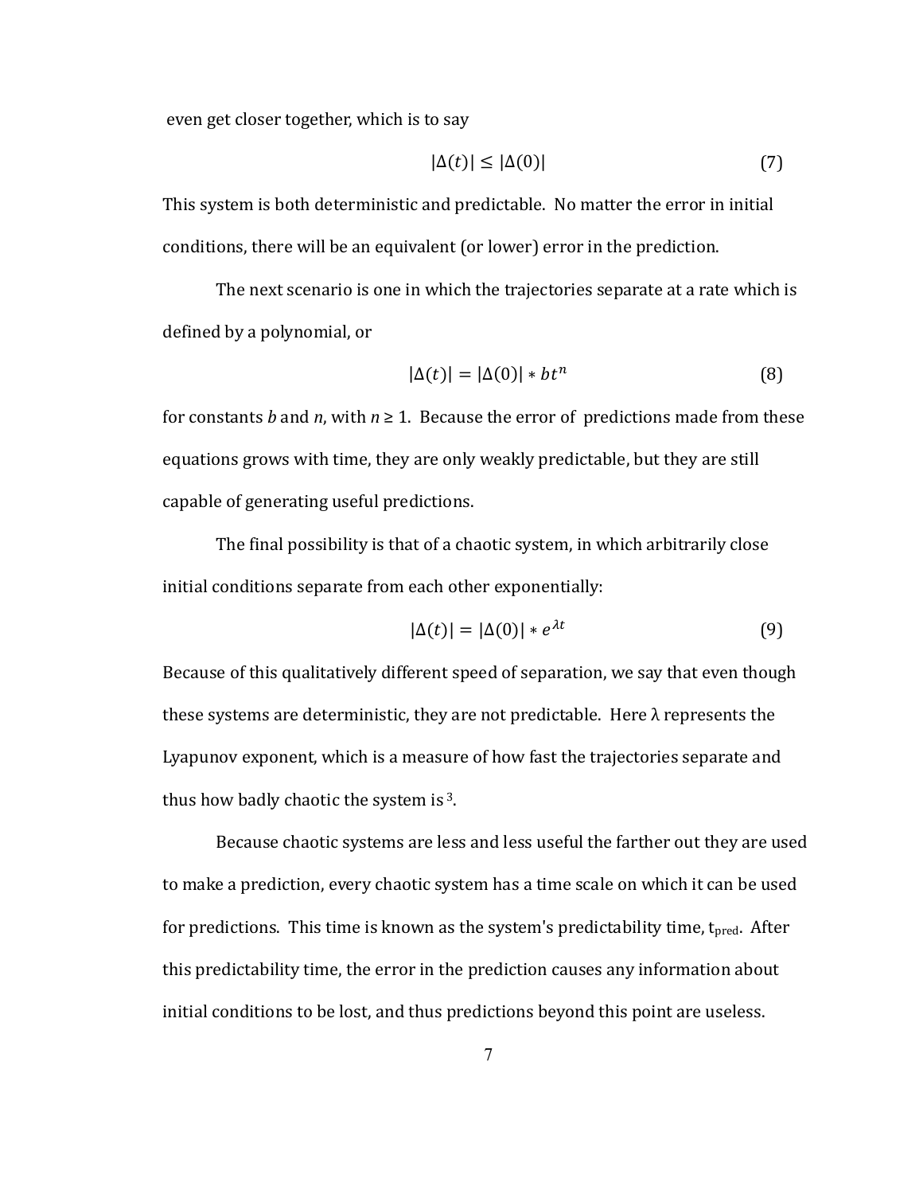even get closer together, which is to say

$$|\Delta(t)| \leq |\Delta(0)| \tag{7}$$

This system is both deterministic and predictable. No matter the error in initial conditions, there will be an equivalent (or lower) error in the prediction.

The next scenario is one in which the trajectories separate at a rate which is defined by a polynomial, or

$$|\Delta(t)| = |\Delta(0)| * bt^n \tag{8}$$

for constants $b$ and $n$, with $n \geq 1$. Because the error of predictions made from these equations grows with time, they are only weakly predictable, but they are still capable of generating useful predictions.

The final possibility is that of a chaotic system, in which arbitrarily close initial conditions separate from each other exponentially:

$$|\Delta(t)| = |\Delta(0)| * e^{\lambda t} \tag{9}$$

Because of this qualitatively different speed of separation, we say that even though these systems are deterministic, they are not predictable. Here $\lambda$ represents the Lyapunov exponent, which is a measure of how fast the trajectories separate and thus how badly chaotic the system is [3].

Because chaotic systems are less and less useful the farther out they are used to make a prediction, every chaotic system has a time scale on which it can be used for predictions. This time is known as the system's predictability time, $t_{pred}$. After this predictability time, the error in the prediction causes any information about initial conditions to be lost, and thus predictions beyond this point are useless.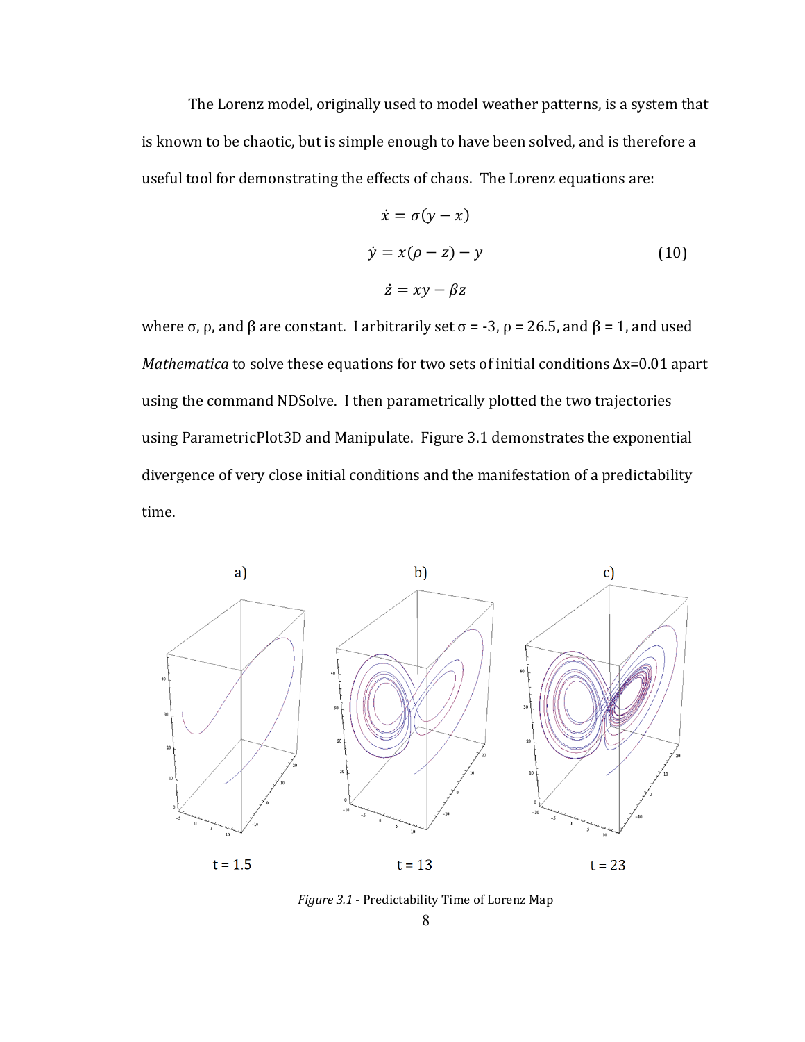The Lorenz model, originally used to model weather patterns, is a system that is known to be chaotic, but is simple enough to have been solved, and is therefore a useful tool for demonstrating the effects of chaos. The Lorenz equations are:

$$
\begin{aligned}
\dot{x} &= \sigma(y - x) \\
\dot{y} &= x(\rho - z) - y \qquad (10) \\
\dot{z} &= xy - \beta z
\end{aligned}
$$

where σ, ρ, and β are constant. I arbitrarily set σ = -3, ρ = 26.5, and β = 1, and used *Mathematica* to solve these equations for two sets of initial conditions Δx=0.01 apart using the command NDSolve. I then parametrically plotted the two trajectories using ParametricPlot3D and Manipulate. Figure 3.1 demonstrates the exponential divergence of very close initial conditions and the manifestation of a predictability time.

a) t = 1.5 b) t = 13 c) t = 23

*Figure 3.1* - Predictability Time of Lorenz Map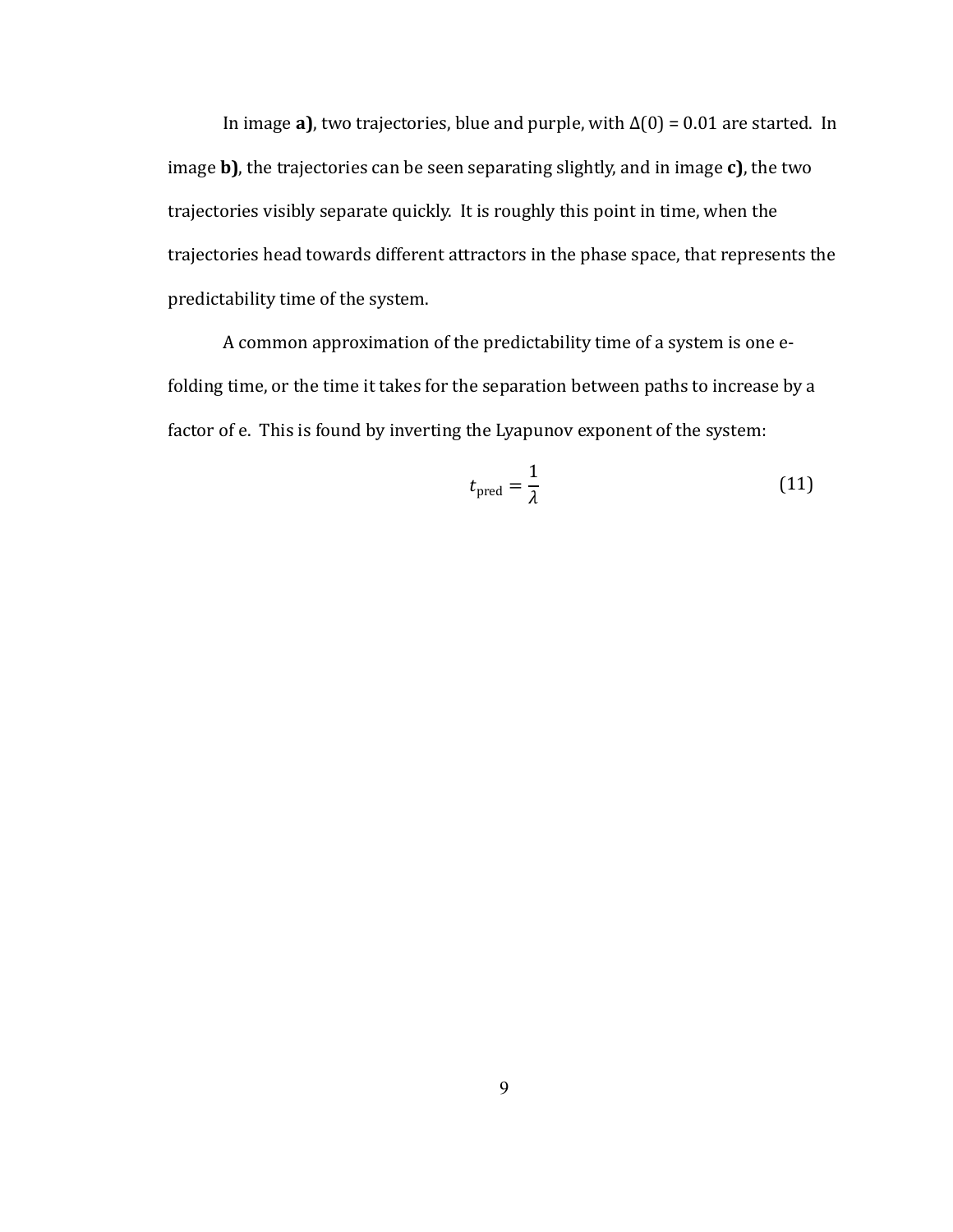In image **a)**, two trajectories, blue and purple, with $\Delta(0) = 0.01$ are started. In image **b)**, the trajectories can be seen separating slightly, and in image **c)**, the two trajectories visibly separate quickly. It is roughly this point in time, when the trajectories head towards different attractors in the phase space, that represents the predictability time of the system.

A common approximation of the predictability time of a system is one e-folding time, or the time it takes for the separation between paths to increase by a factor of e. This is found by inverting the Lyapunov exponent of the system:

$$t_{\mathrm{pred}} = \frac{1}{\lambda} \tag{11}$$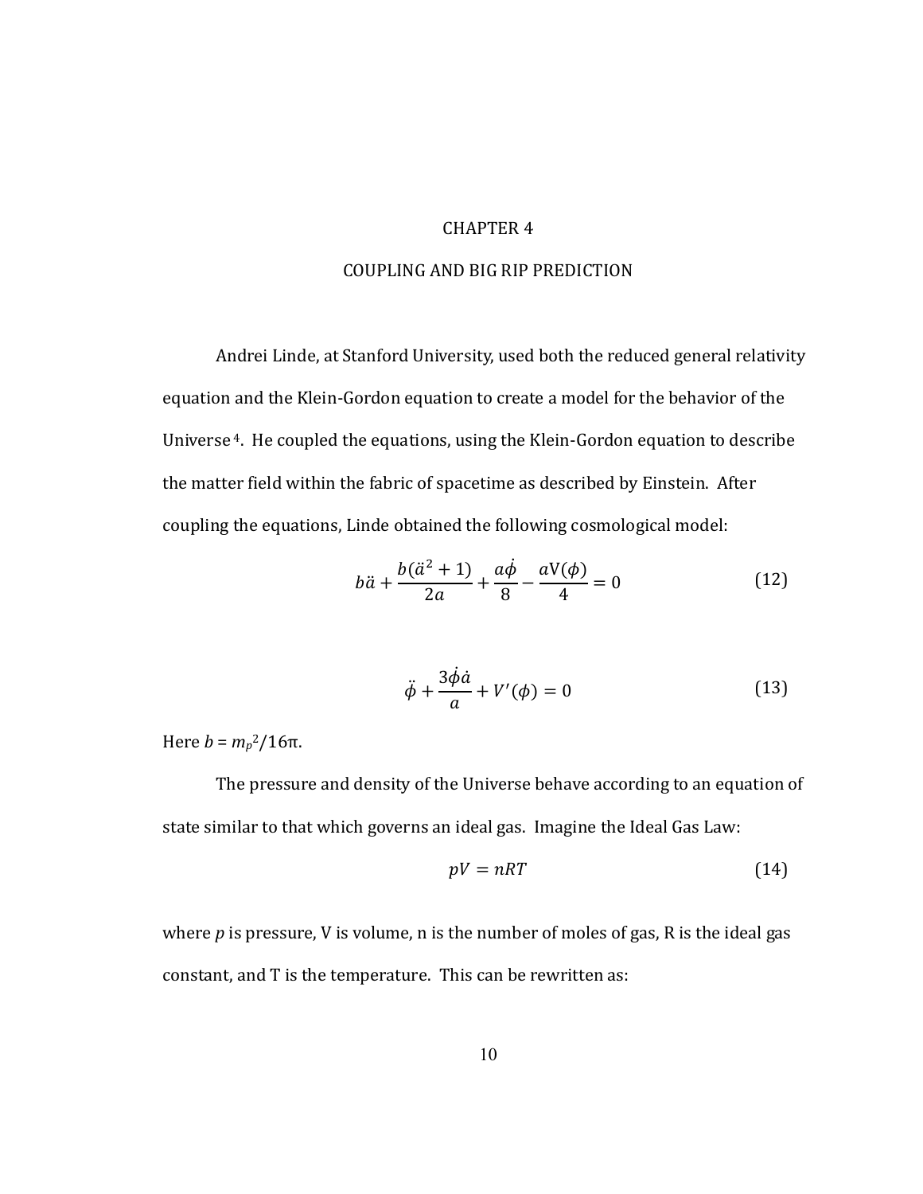# CHAPTER 4

## COUPLING AND BIG RIP PREDICTION

Andrei Linde, at Stanford University, used both the reduced general relativity equation and the Klein-Gordon equation to create a model for the behavior of the Universe [4]. He coupled the equations, using the Klein-Gordon equation to describe the matter field within the fabric of spacetime as described by Einstein. After coupling the equations, Linde obtained the following cosmological model:

$$b\ddot{a} + \frac{b(\ddot{a}^2 + 1)}{2a} + \frac{a\dot{\phi}}{8} - \frac{a\mathrm{V}(\phi)}{4} = 0 \tag{12}$$

$$\ddot{\phi} + \frac{3\dot{\phi}\dot{a}}{a} + V'(\phi) = 0 \tag{13}$$

Here $b = m_p^2/16\pi$.

The pressure and density of the Universe behave according to an equation of state similar to that which governs an ideal gas. Imagine the Ideal Gas Law:

$$pV = nRT \tag{14}$$

where $p$ is pressure, V is volume, n is the number of moles of gas, R is the ideal gas constant, and T is the temperature. This can be rewritten as: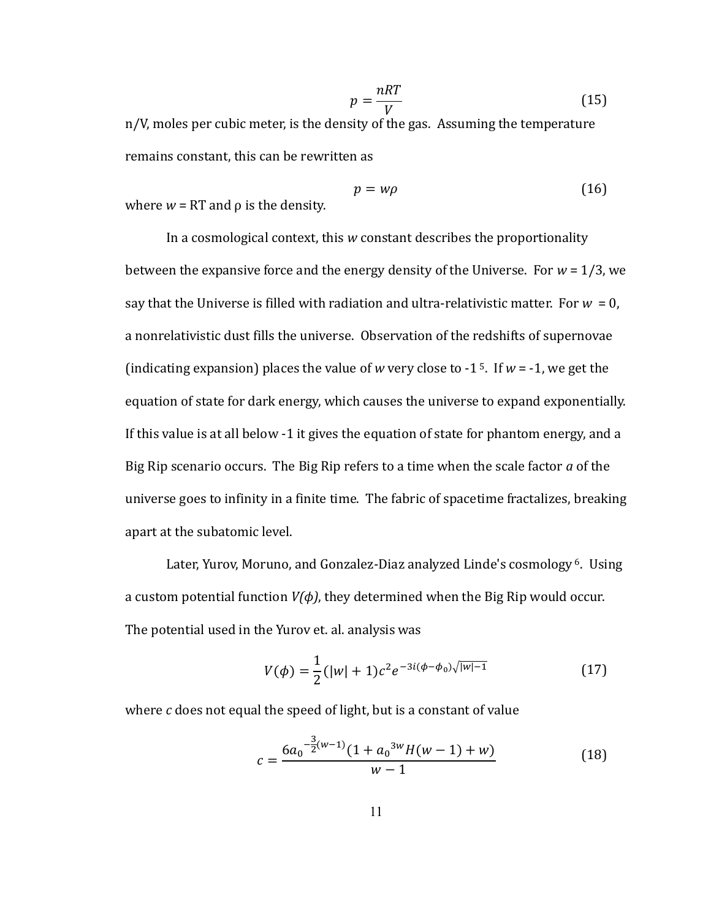$$p = \frac{nRT}{V} \tag{15}$$

n/V, moles per cubic meter, is the density of the gas. Assuming the temperature remains constant, this can be rewritten as

$$p = w\rho \tag{16}$$

where $w$ = RT and ρ is the density.

In a cosmological context, this $w$ constant describes the proportionality between the expansive force and the energy density of the Universe. For $w = 1/3$, we say that the Universe is filled with radiation and ultra-relativistic matter. For $w = 0$, a nonrelativistic dust fills the universe. Observation of the redshifts of supernovae (indicating expansion) places the value of $w$ very close to -1 [5]. If $w = -1$, we get the equation of state for dark energy, which causes the universe to expand exponentially. If this value is at all below -1 it gives the equation of state for phantom energy, and a Big Rip scenario occurs. The Big Rip refers to a time when the scale factor $a$ of the universe goes to infinity in a finite time. The fabric of spacetime fractalizes, breaking apart at the subatomic level.

Later, Yurov, Moruno, and Gonzalez-Diaz analyzed Linde's cosmology [6]. Using a custom potential function $V(\phi)$, they determined when the Big Rip would occur. The potential used in the Yurov et. al. analysis was

$$V(\phi) = \frac{1}{2}(|w| + 1)c^2 e^{-3i(\phi - \phi_0)\sqrt{|w|-1}} \tag{17}$$

where $c$ does not equal the speed of light, but is a constant of value

$$c = \frac{6a_0^{-\frac{3}{2}(w-1)}(1 + a_0^{3w}H(w-1) + w)}{w-1} \tag{18}$$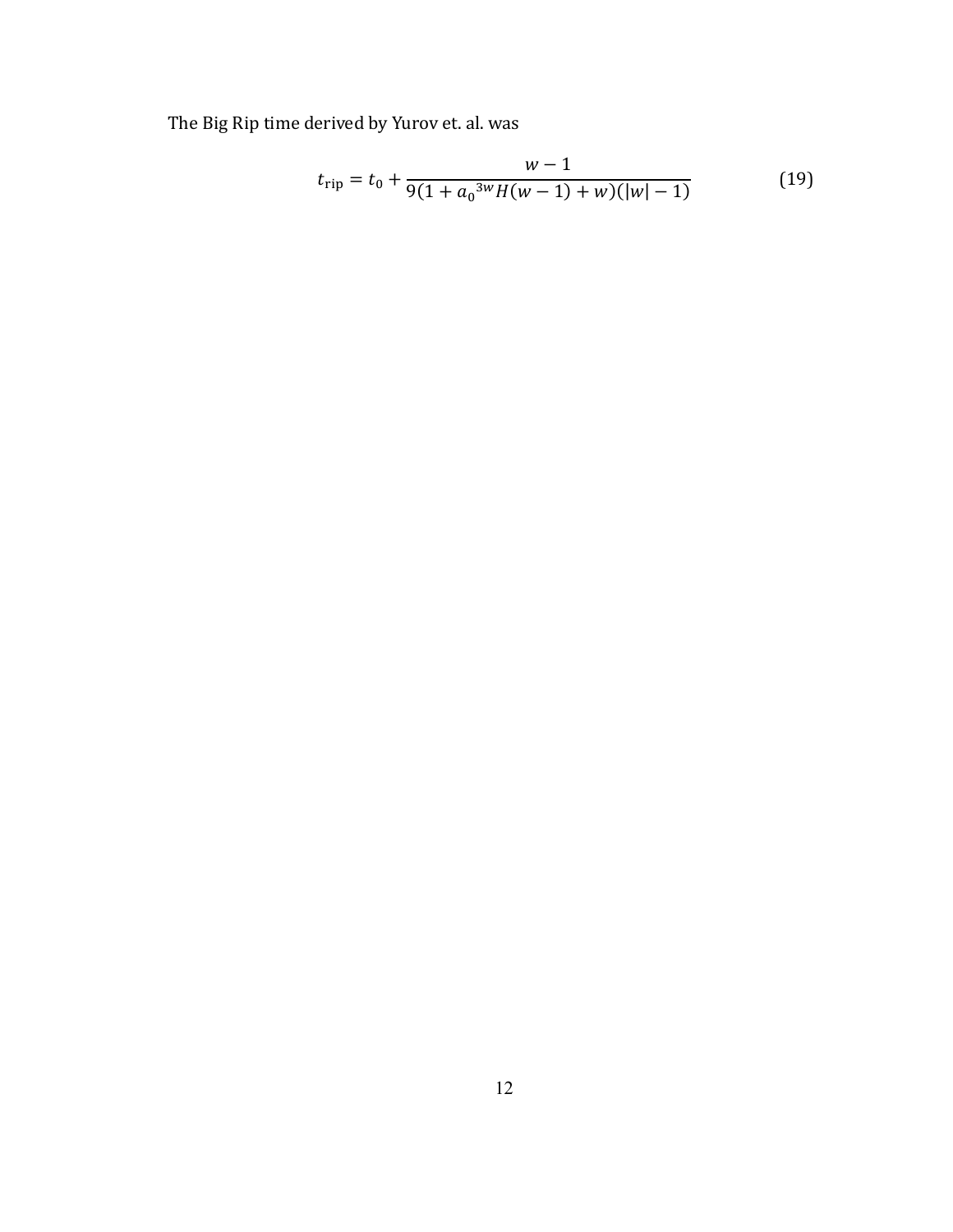The Big Rip time derived by Yurov et. al. was

$$t_{\text{rip}} = t_0 + \frac{w-1}{9(1 + {a_0}^{3w} H(w-1) + w)(|w|-1)} \tag{19}$$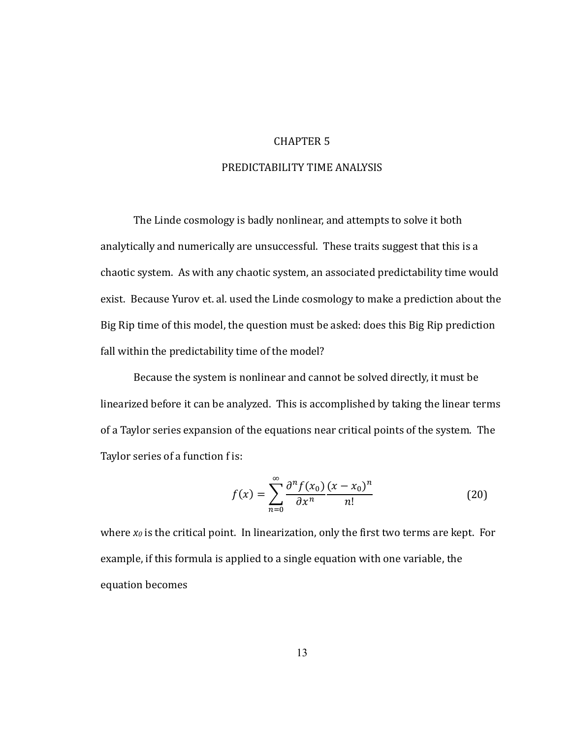# CHAPTER 5

# PREDICTABILITY TIME ANALYSIS

The Linde cosmology is badly nonlinear, and attempts to solve it both analytically and numerically are unsuccessful. These traits suggest that this is a chaotic system. As with any chaotic system, an associated predictability time would exist. Because Yurov et. al. used the Linde cosmology to make a prediction about the Big Rip time of this model, the question must be asked: does this Big Rip prediction fall within the predictability time of the model?

Because the system is nonlinear and cannot be solved directly, it must be linearized before it can be analyzed. This is accomplished by taking the linear terms of a Taylor series expansion of the equations near critical points of the system. The Taylor series of a function f is:

$$f(x) = \sum_{n=0}^{\infty} \frac{\partial^n f(x_0)}{\partial x^n} \frac{(x - x_0)^n}{n!} \tag{20}$$

where $x_0$ is the critical point. In linearization, only the first two terms are kept. For example, if this formula is applied to a single equation with one variable, the equation becomes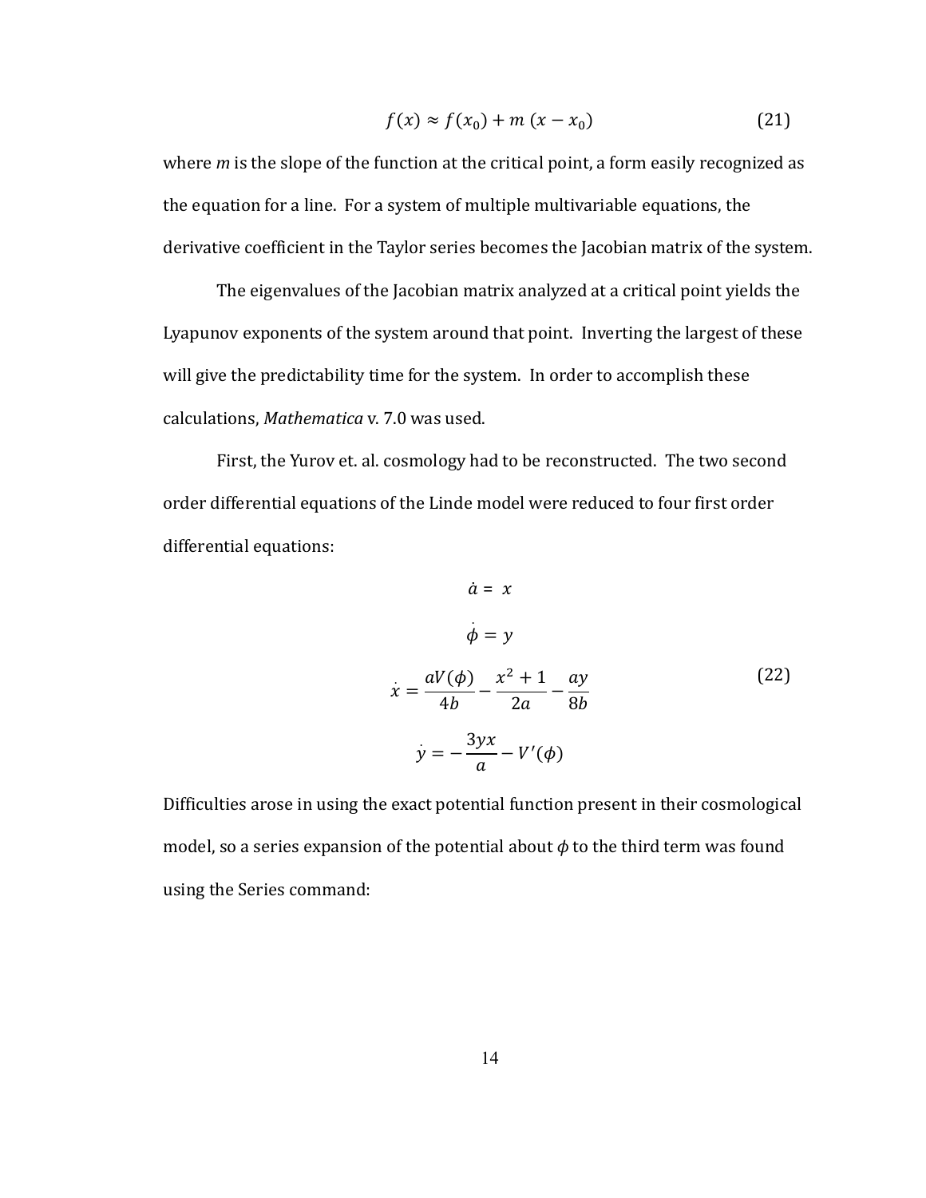$$f(x) \approx f(x_0) + m\,(x - x_0) \tag{21}$$

where *m* is the slope of the function at the critical point, a form easily recognized as the equation for a line. For a system of multiple multivariable equations, the derivative coefficient in the Taylor series becomes the Jacobian matrix of the system.

The eigenvalues of the Jacobian matrix analyzed at a critical point yields the Lyapunov exponents of the system around that point. Inverting the largest of these will give the predictability time for the system. In order to accomplish these calculations, *Mathematica* v. 7.0 was used.

First, the Yurov et. al. cosmology had to be reconstructed. The two second order differential equations of the Linde model were reduced to four first order differential equations:

$$\begin{gathered}
\dot{a} = x \\
\dot{\phi} = y \\
\dot{x} = \frac{aV(\phi)}{4b} - \frac{x^2 + 1}{2a} - \frac{ay}{8b} \\
\dot{y} = -\frac{3yx}{a} - V'(\phi)
\end{gathered} \tag{22}$$

Difficulties arose in using the exact potential function present in their cosmological model, so a series expansion of the potential about $\phi$ to the third term was found using the Series command: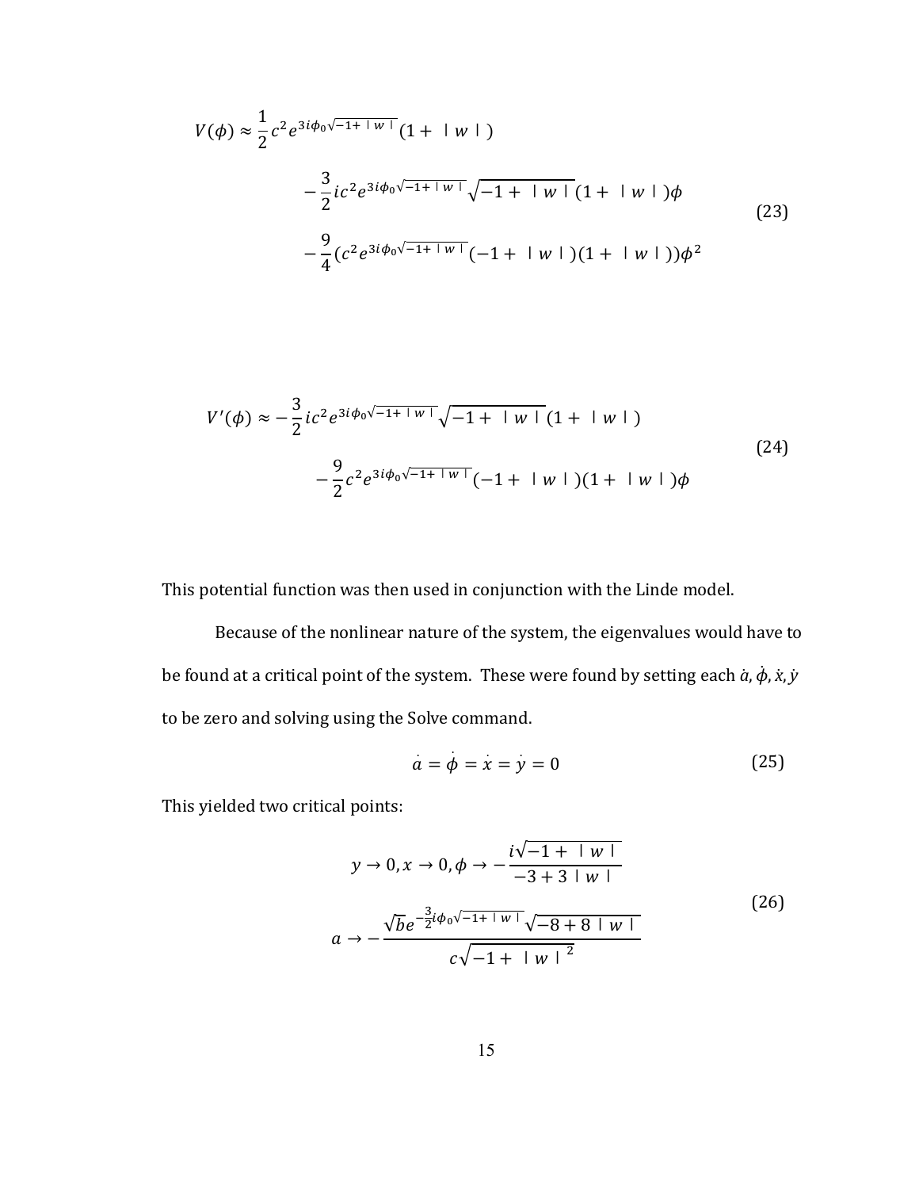$$
\begin{aligned}
V(\phi) \approx & \frac{1}{2} c^2 e^{3i\phi_0\sqrt{-1+\mid w \mid}}(1+\mid w \mid) \\
& -\frac{3}{2} i c^2 e^{3i\phi_0\sqrt{-1+\mid w \mid}}\sqrt{-1+\mid w \mid}(1+\mid w \mid)\phi \\
& -\frac{9}{4}(c^2 e^{3i\phi_0\sqrt{-1+\mid w \mid}}(-1+\mid w \mid)(1+\mid w \mid))\phi^2
\end{aligned}
\tag{23}
$$

$$
\begin{aligned}
V'(\phi) \approx & -\frac{3}{2} i c^2 e^{3i\phi_0\sqrt{-1+\mid w \mid}}\sqrt{-1+\mid w \mid}(1+\mid w \mid) \\
& -\frac{9}{2} c^2 e^{3i\phi_0\sqrt{-1+\mid w \mid}}(-1+\mid w \mid)(1+\mid w \mid)\phi
\end{aligned}
\tag{24}
$$

This potential function was then used in conjunction with the Linde model.

Because of the nonlinear nature of the system, the eigenvalues would have to be found at a critical point of the system. These were found by setting each $\dot{a}, \dot{\phi}, \dot{x}, \dot{y}$ to be zero and solving using the Solve command.

$$
\dot{a} = \dot{\phi} = \dot{x} = \dot{y} = 0 \tag{25}
$$

This yielded two critical points:

$$
\begin{aligned}
& y \to 0, x \to 0, \phi \to -\frac{i\sqrt{-1+\mid w \mid}}{-3+3\mid w \mid} \\
& a \to -\frac{\sqrt{b} e^{-\frac{3}{2}i\phi_0\sqrt{-1+\mid w \mid}}\sqrt{-8+8\mid w \mid}}{c\sqrt{-1+\mid w \mid}^{\,2}}
\end{aligned}
\tag{26}
$$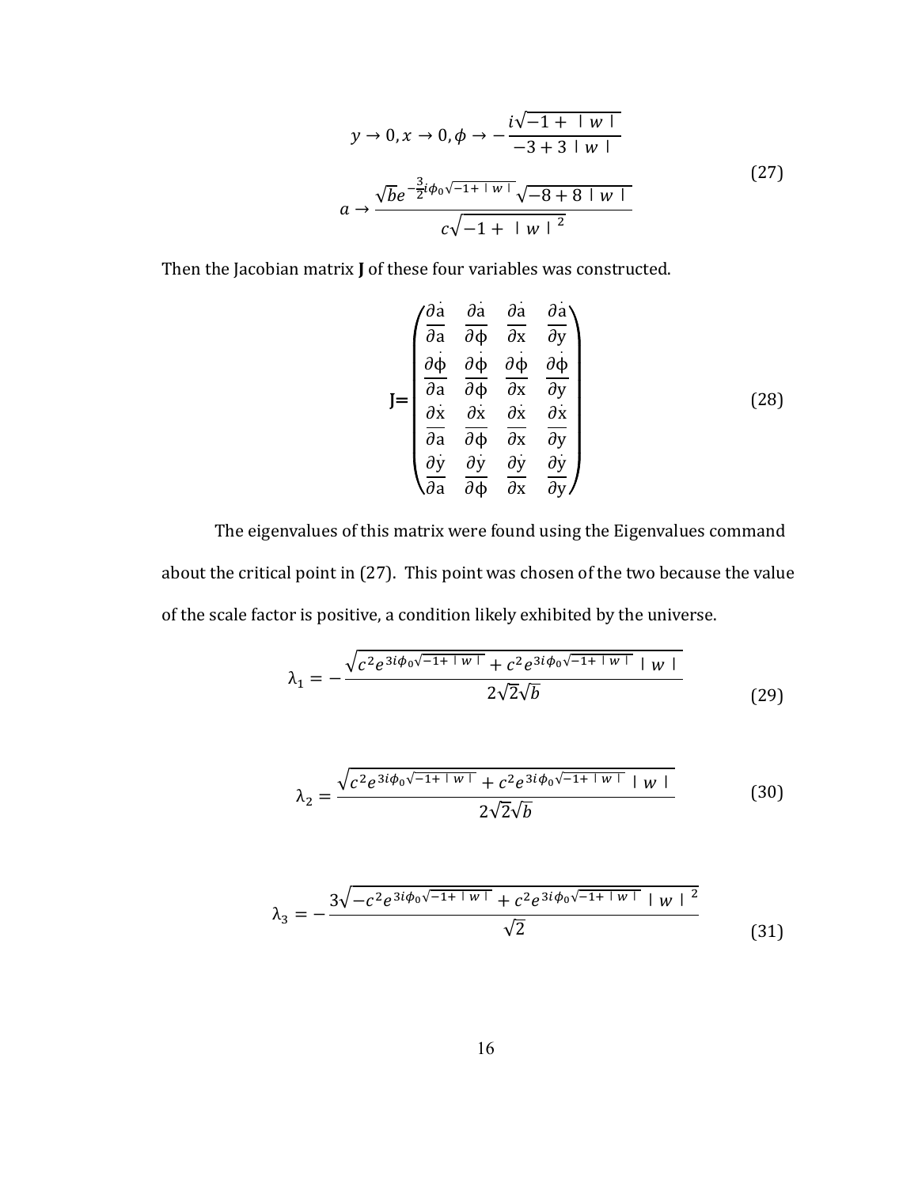$$
\begin{gathered}
y \to 0, x \to 0, \phi \to -\frac{i\sqrt{-1+\ |w|}}{-3+3\ |w|} \\
a \to \frac{\sqrt{b}e^{-\frac{3}{2}i\phi_0\sqrt{-1+\ |w|}}\sqrt{-8+8\ |w|}}{c\sqrt{-1+\ |w|}^{2}}
\end{gathered}
\tag{27}
$$

Then the Jacobian matrix **J** of these four variables was constructed.

$$
\mathbf{J} = \begin{pmatrix}
\frac{\partial \dot{a}}{\partial a} & \frac{\partial \dot{a}}{\partial \phi} & \frac{\partial \dot{a}}{\partial x} & \frac{\partial \dot{a}}{\partial y} \\
\frac{\partial \dot{\phi}}{\partial a} & \frac{\partial \dot{\phi}}{\partial \phi} & \frac{\partial \dot{\phi}}{\partial x} & \frac{\partial \dot{\phi}}{\partial y} \\
\frac{\partial \dot{x}}{\partial a} & \frac{\partial \dot{x}}{\partial \phi} & \frac{\partial \dot{x}}{\partial x} & \frac{\partial \dot{x}}{\partial y} \\
\frac{\partial \dot{y}}{\partial a} & \frac{\partial \dot{y}}{\partial \phi} & \frac{\partial \dot{y}}{\partial x} & \frac{\partial \dot{y}}{\partial y}
\end{pmatrix}
\tag{28}
$$

The eigenvalues of this matrix were found using the Eigenvalues command about the critical point in (27). This point was chosen of the two because the value of the scale factor is positive, a condition likely exhibited by the universe.

$$
\lambda_1 = -\frac{\sqrt{c^2 e^{3i\phi_0\sqrt{-1+\ |w|}} + c^2 e^{3i\phi_0\sqrt{-1+\ |w|}}\ |w|}}{2\sqrt{2}\sqrt{b}}
\tag{29}
$$

$$
\lambda_2 = \frac{\sqrt{c^2 e^{3i\phi_0\sqrt{-1+\ |w|}} + c^2 e^{3i\phi_0\sqrt{-1+\ |w|}}\ |w|}}{2\sqrt{2}\sqrt{b}}
\tag{30}
$$

$$
\lambda_3 = -\frac{3\sqrt{-c^2 e^{3i\phi_0\sqrt{-1+\ |w|}} + c^2 e^{3i\phi_0\sqrt{-1+\ |w|}}\ |w|}^{2}}{\sqrt{2}}
\tag{31}
$$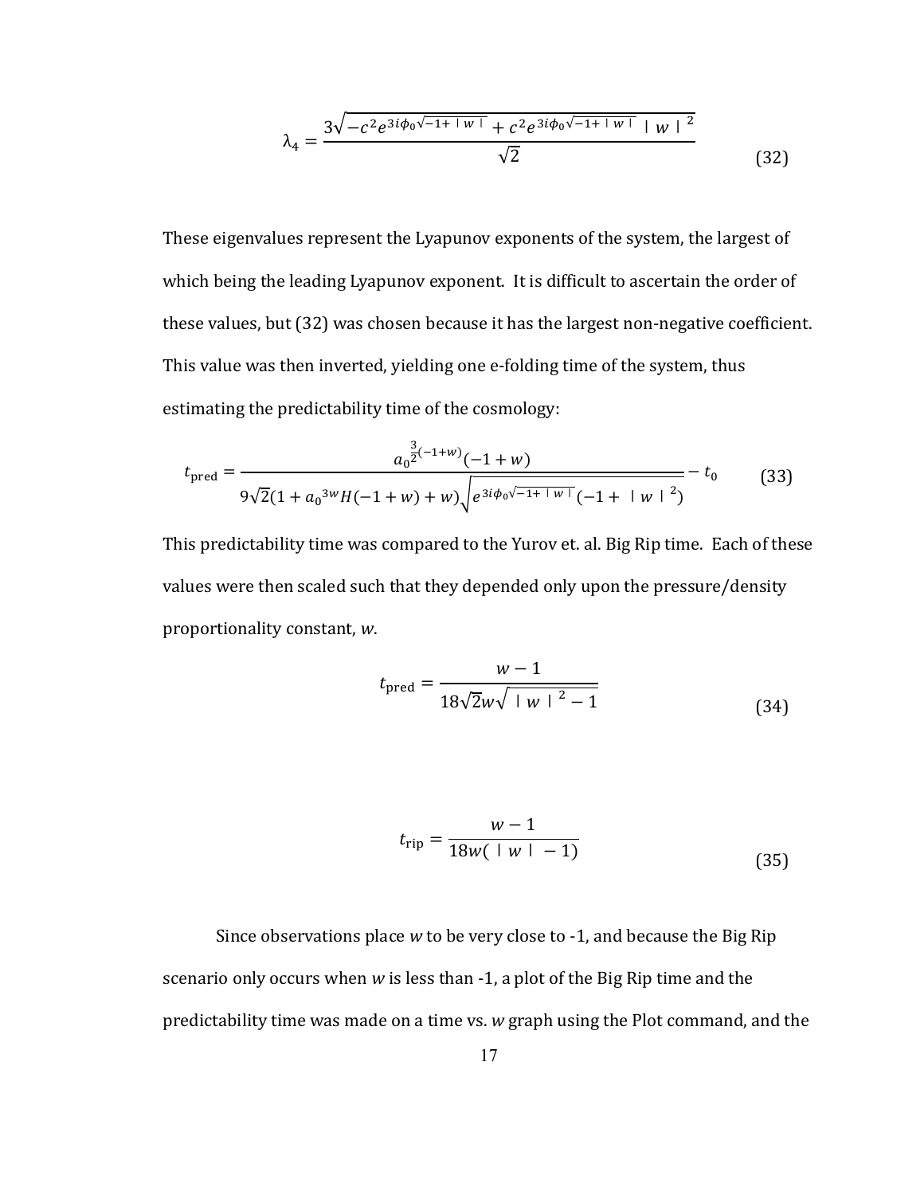$$\lambda_4 = \frac{3\sqrt{-c^2 e^{3i\phi_0\sqrt{-1+|w|}} + c^2 e^{3i\phi_0\sqrt{-1+|w|}}\,|w|^2}}{\sqrt{2}} \tag{32}$$

These eigenvalues represent the Lyapunov exponents of the system, the largest of which being the leading Lyapunov exponent. It is difficult to ascertain the order of these values, but (32) was chosen because it has the largest non-negative coefficient. This value was then inverted, yielding one e-folding time of the system, thus estimating the predictability time of the cosmology:

$$t_{\mathrm{pred}} = \frac{a_0^{\frac{3}{2}(-1+w)}(-1+w)}{9\sqrt{2}(1 + a_0^{3w}H(-1+w) + w)\sqrt{e^{3i\phi_0\sqrt{-1+|w|}}(-1+|w|^2)}} - t_0 \tag{33}$$

This predictability time was compared to the Yurov et. al. Big Rip time. Each of these values were then scaled such that they depended only upon the pressure/density proportionality constant, *w*.

$$t_{\mathrm{pred}} = \frac{w-1}{18\sqrt{2}w\sqrt{|w|^2 - 1}} \tag{34}$$

$$t_{\mathrm{rip}} = \frac{w-1}{18w(|w| - 1)} \tag{35}$$

Since observations place *w* to be very close to -1, and because the Big Rip scenario only occurs when *w* is less than -1, a plot of the Big Rip time and the predictability time was made on a time vs. *w* graph using the Plot command, and the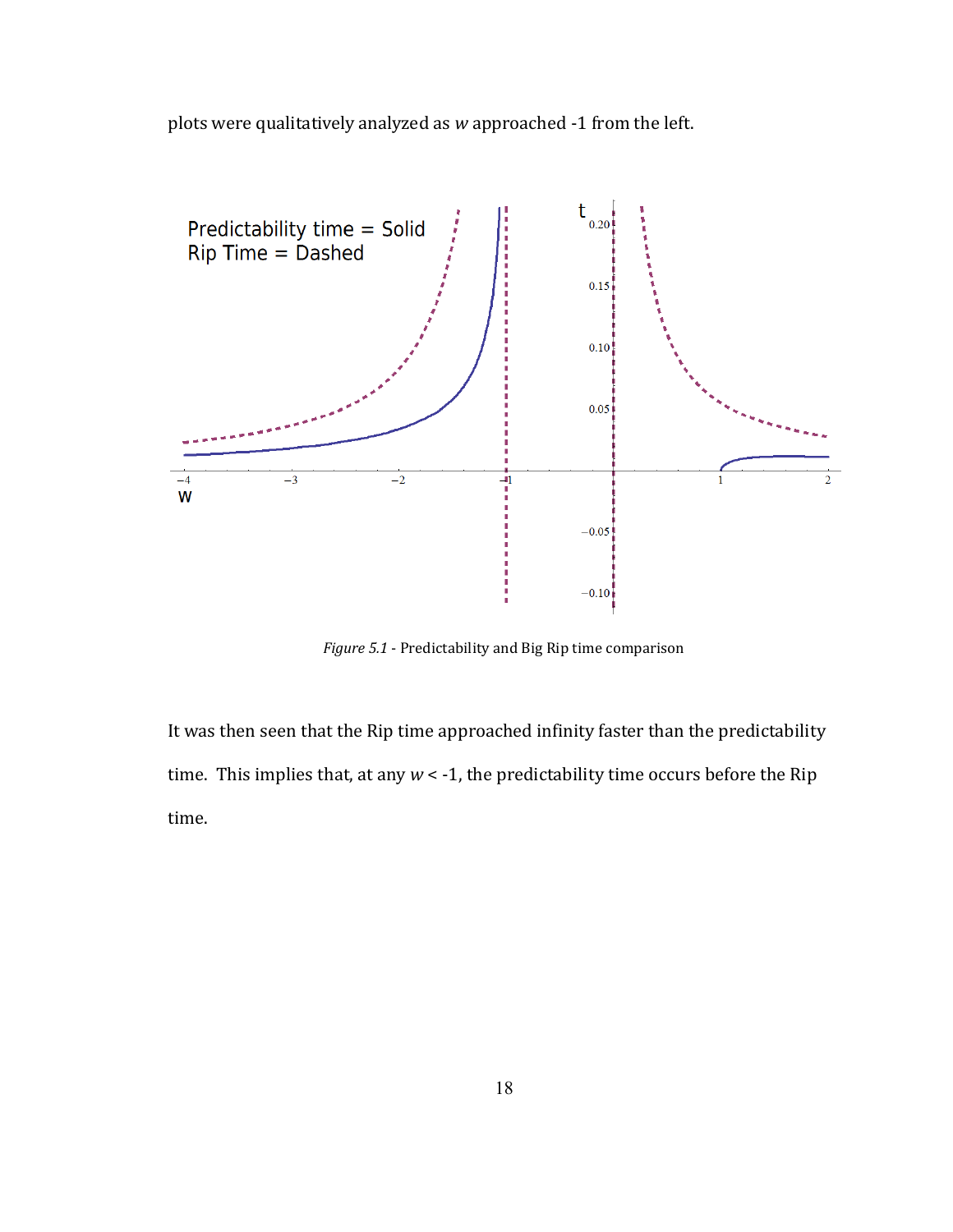plots were qualitatively analyzed as $w$ approached -1 from the left.

*Figure 5.1* - Predictability and Big Rip time comparison

It was then seen that the Rip time approached infinity faster than the predictability time. This implies that, at any $w < -1$, the predictability time occurs before the Rip time.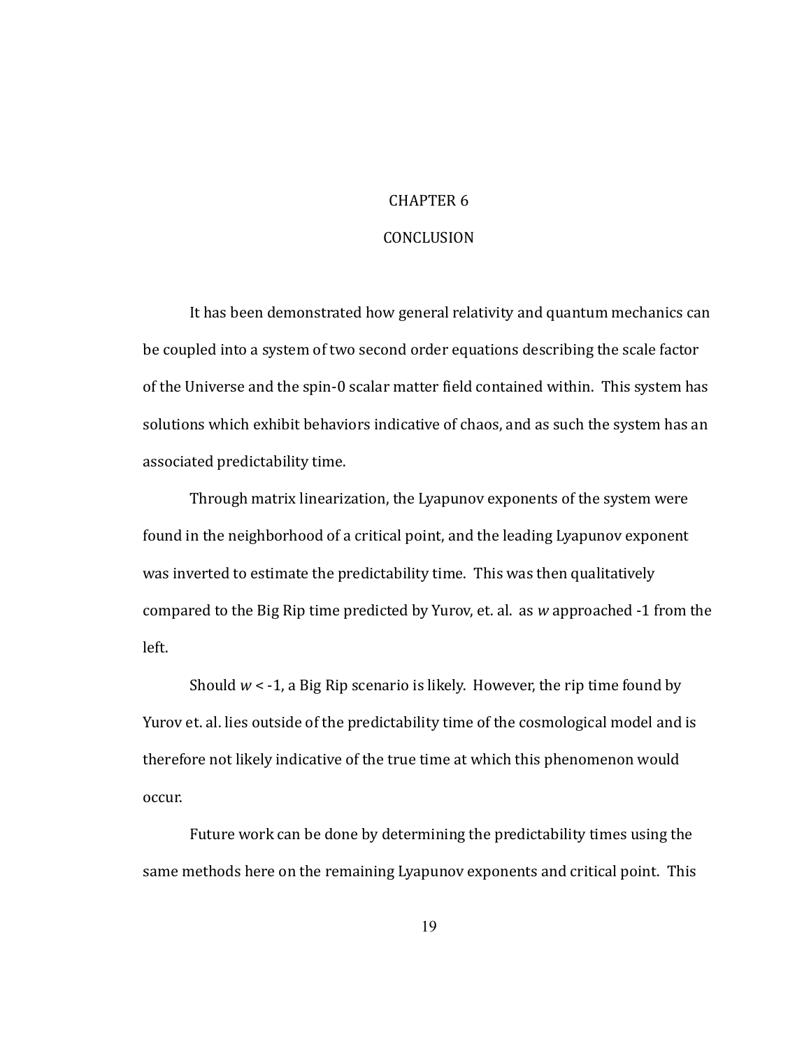# CHAPTER 6

# CONCLUSION

It has been demonstrated how general relativity and quantum mechanics can be coupled into a system of two second order equations describing the scale factor of the Universe and the spin-0 scalar matter field contained within. This system has solutions which exhibit behaviors indicative of chaos, and as such the system has an associated predictability time.

Through matrix linearization, the Lyapunov exponents of the system were found in the neighborhood of a critical point, and the leading Lyapunov exponent was inverted to estimate the predictability time. This was then qualitatively compared to the Big Rip time predicted by Yurov, et. al. as $w$ approached -1 from the left.

Should $w < -1$, a Big Rip scenario is likely. However, the rip time found by Yurov et. al. lies outside of the predictability time of the cosmological model and is therefore not likely indicative of the true time at which this phenomenon would occur.

Future work can be done by determining the predictability times using the same methods here on the remaining Lyapunov exponents and critical point. This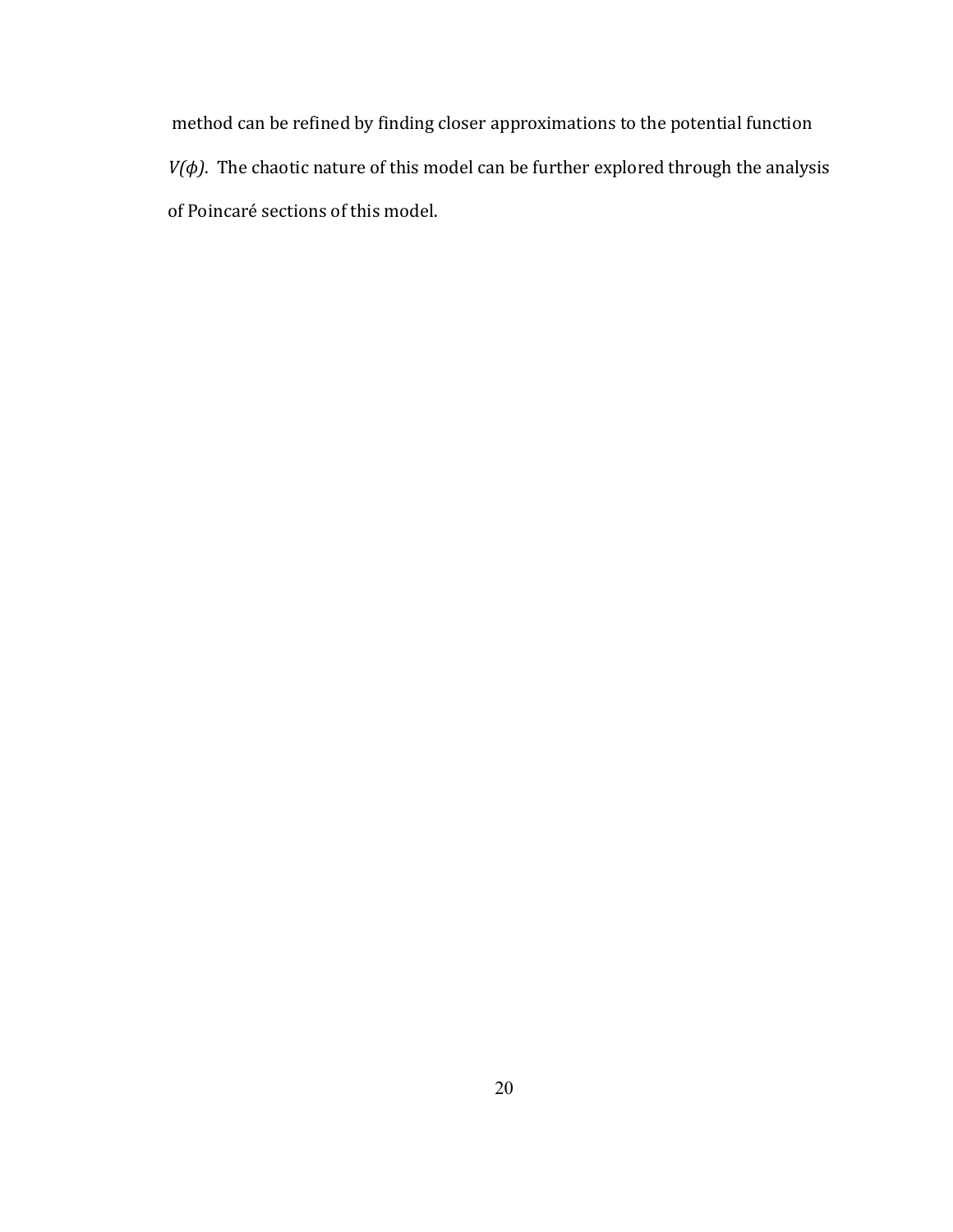method can be refined by finding closer approximations to the potential function $V(\phi)$. The chaotic nature of this model can be further explored through the analysis of Poincaré sections of this model.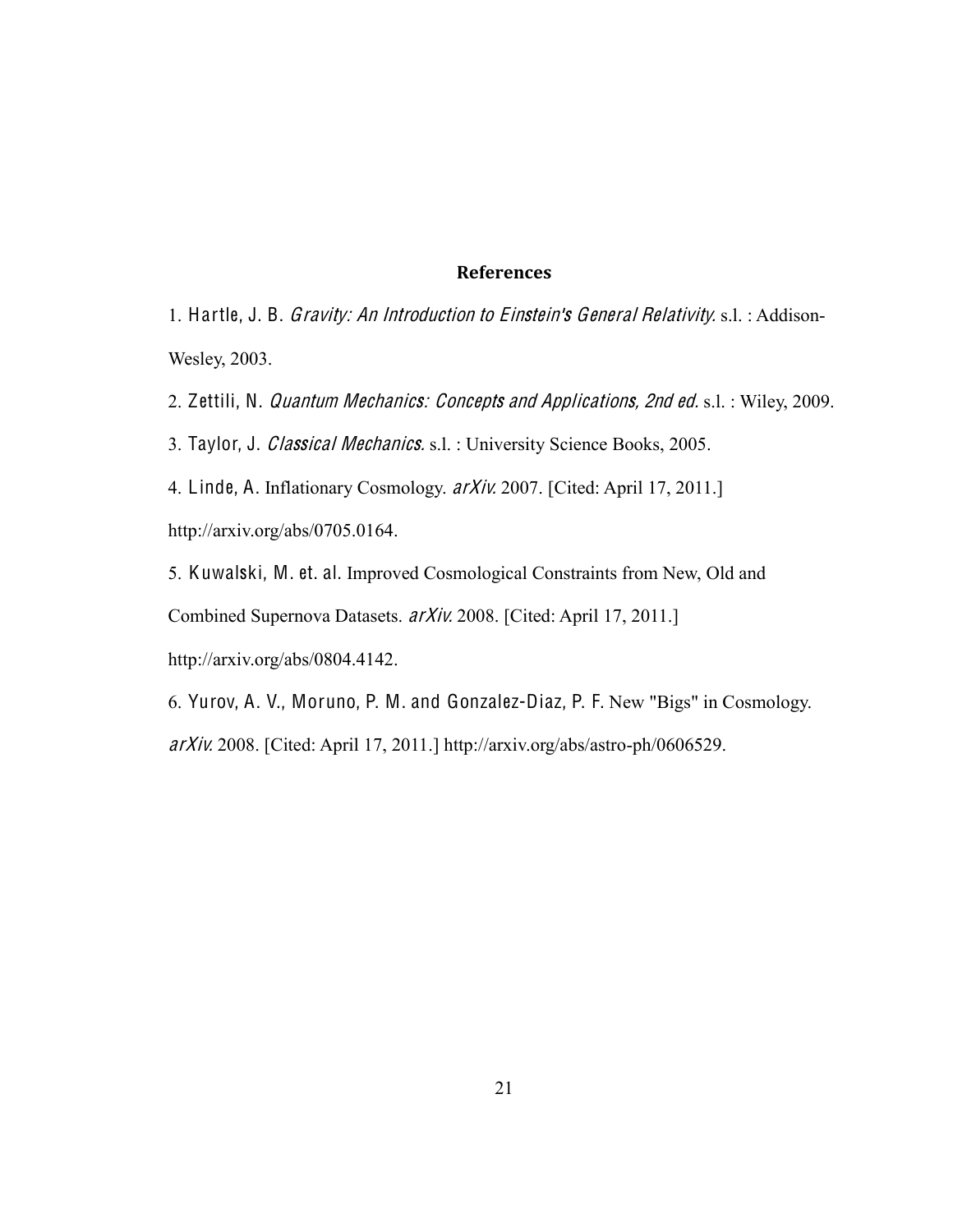## References

1. Hartle, J. B. *Gravity: An Introduction to Einstein's General Relativity.* s.l. : Addison-Wesley, 2003.

2. Zettili, N. *Quantum Mechanics: Concepts and Applications, 2nd ed.* s.l. : Wiley, 2009.

3. Taylor, J. *Classical Mechanics.* s.l. : University Science Books, 2005.

4. Linde, A. Inflationary Cosmology. *arXiv.* 2007. [Cited: April 17, 2011.] http://arxiv.org/abs/0705.0164.

5. Kuwalski, M. et. al. Improved Cosmological Constraints from New, Old and Combined Supernova Datasets. *arXiv.* 2008. [Cited: April 17, 2011.] http://arxiv.org/abs/0804.4142.

6. Yurov, A. V., Moruno, P. M. and Gonzalez-Diaz, P. F. New "Bigs" in Cosmology. *arXiv.* 2008. [Cited: April 17, 2011.] http://arxiv.org/abs/astro-ph/0606529.